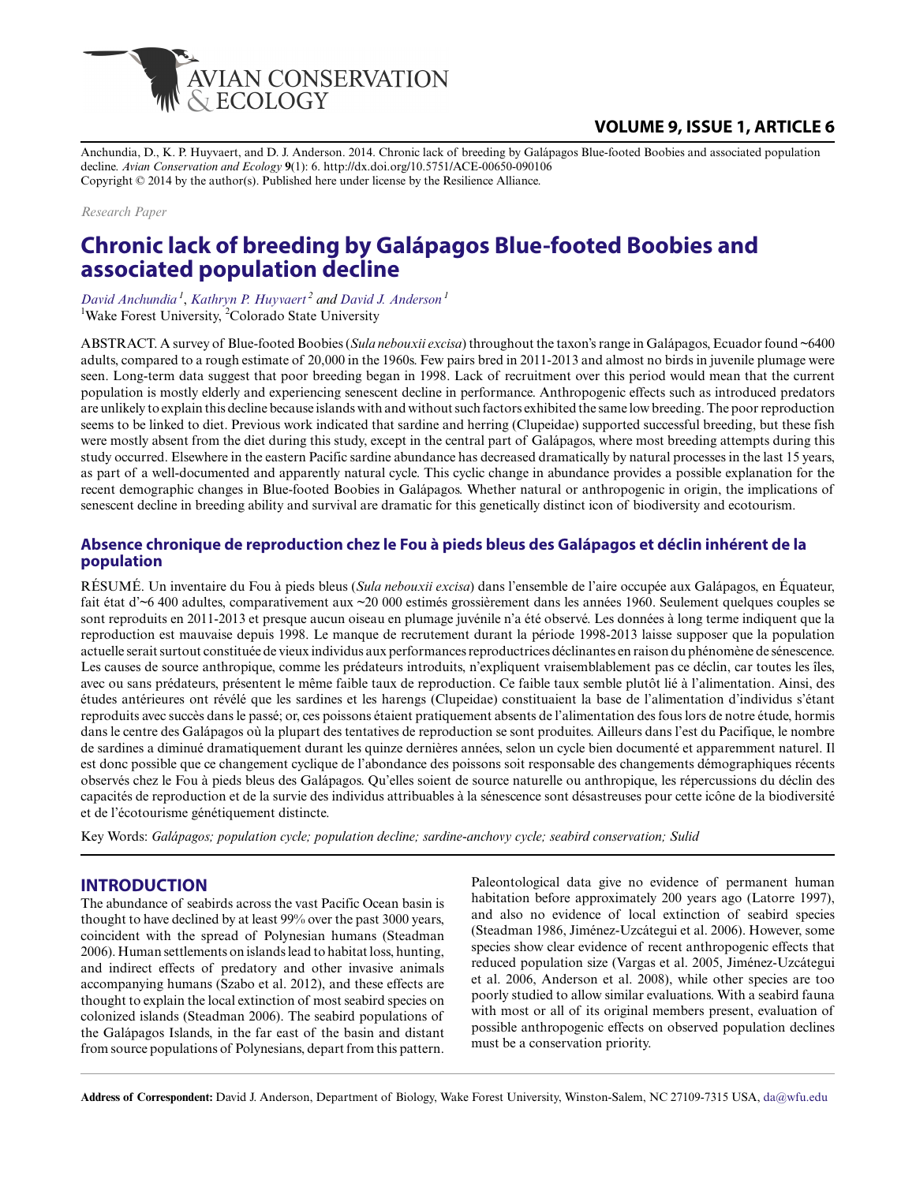Anchundia, D., K. P. Huyvaert, and D. J. Anderson. 2014. Chronic lack of breeding by Galápagos Blue-footed Boobies and associated population decline. *Avian Conservation and Ecology* **9**(1): 6. http://dx.doi.org/10.5751/ACE-00650-090106
Copyright © 2014 by the author(s). Published here under license by the Resilience Alliance.

*Research Paper*

# Chronic lack of breeding by Galápagos Blue-footed Boobies and associated population decline

*David Anchundia*[1], *Kathryn P. Huyvaert*[2] and *David J. Anderson*[1]
[1]Wake Forest University, [2]Colorado State University

ABSTRACT. A survey of Blue-footed Boobies (*Sula nebouxii excisa*) throughout the taxon's range in Galápagos, Ecuador found ~6400 adults, compared to a rough estimate of 20,000 in the 1960s. Few pairs bred in 2011-2013 and almost no birds in juvenile plumage were seen. Long-term data suggest that poor breeding began in 1998. Lack of recruitment over this period would mean that the current population is mostly elderly and experiencing senescent decline in performance. Anthropogenic effects such as introduced predators are unlikely to explain this decline because islands with and without such factors exhibited the same low breeding. The poor reproduction seems to be linked to diet. Previous work indicated that sardine and herring (Clupeidae) supported successful breeding, but these fish were mostly absent from the diet during this study, except in the central part of Galápagos, where most breeding attempts during this study occurred. Elsewhere in the eastern Pacific sardine abundance has decreased dramatically by natural processes in the last 15 years, as part of a well-documented and apparently natural cycle. This cyclic change in abundance provides a possible explanation for the recent demographic changes in Blue-footed Boobies in Galápagos. Whether natural or anthropogenic in origin, the implications of senescent decline in breeding ability and survival are dramatic for this genetically distinct icon of biodiversity and ecotourism.

## Absence chronique de reproduction chez le Fou à pieds bleus des Galápagos et déclin inhérent de la population

RÉSUMÉ. Un inventaire du Fou à pieds bleus (*Sula nebouxii excisa*) dans l'ensemble de l'aire occupée aux Galápagos, en Équateur, fait état d'~6 400 adultes, comparativement aux ~20 000 estimés grossièrement dans les années 1960. Seulement quelques couples se sont reproduits en 2011-2013 et presque aucun oiseau en plumage juvénile n'a été observé. Les données à long terme indiquent que la reproduction est mauvaise depuis 1998. Le manque de recrutement durant la période 1998-2013 laisse supposer que la population actuelle serait surtout constituée de vieux individus aux performances reproductrices déclinantes en raison du phénomène de sénescence. Les causes de source anthropique, comme les prédateurs introduits, n'expliquent vraisemblablement pas ce déclin, car toutes les îles, avec ou sans prédateurs, présentent le même faible taux de reproduction. Ce faible taux semble plutôt lié à l'alimentation. Ainsi, des études antérieures ont révélé que les sardines et les harengs (Clupeidae) constituaient la base de l'alimentation d'individus s'étant reproduits avec succès dans le passé; or, ces poissons étaient pratiquement absents de l'alimentation des fous lors de notre étude, hormis dans le centre des Galápagos où la plupart des tentatives de reproduction se sont produites. Ailleurs dans l'est du Pacifique, le nombre de sardines a diminué dramatiquement durant les quinze dernières années, selon un cycle bien documenté et apparemment naturel. Il est donc possible que ce changement cyclique de l'abondance des poissons soit responsable des changements démographiques récents observés chez le Fou à pieds bleus des Galápagos. Qu'elles soient de source naturelle ou anthropique, les répercussions du déclin des capacités de reproduction et de la survie des individus attribuables à la sénescence sont désastreuses pour cette icône de la biodiversité et de l'écotourisme génétiquement distincte.

Key Words: *Galápagos; population cycle; population decline; sardine-anchovy cycle; seabird conservation; Sulid*

## INTRODUCTION

The abundance of seabirds across the vast Pacific Ocean basin is thought to have declined by at least 99% over the past 3000 years, coincident with the spread of Polynesian humans (Steadman 2006). Human settlements on islands lead to habitat loss, hunting, and indirect effects of predatory and other invasive animals accompanying humans (Szabo et al. 2012), and these effects are thought to explain the local extinction of most seabird species on colonized islands (Steadman 2006). The seabird populations of the Galápagos Islands, in the far east of the basin and distant from source populations of Polynesians, depart from this pattern. Paleontological data give no evidence of permanent human habitation before approximately 200 years ago (Latorre 1997), and also no evidence of local extinction of seabird species (Steadman 1986, Jiménez-Uzcátegui et al. 2006). However, some species show clear evidence of recent anthropogenic effects that reduced population size (Vargas et al. 2005, Jiménez-Uzcátegui et al. 2006, Anderson et al. 2008), while other species are too poorly studied to allow similar evaluations. With a seabird fauna with most or all of its original members present, evaluation of possible anthropogenic effects on observed population declines must be a conservation priority.

**Address of Correspondent:** David J. Anderson, Department of Biology, Wake Forest University, Winston-Salem, NC 27109-7315 USA, da@wfu.edu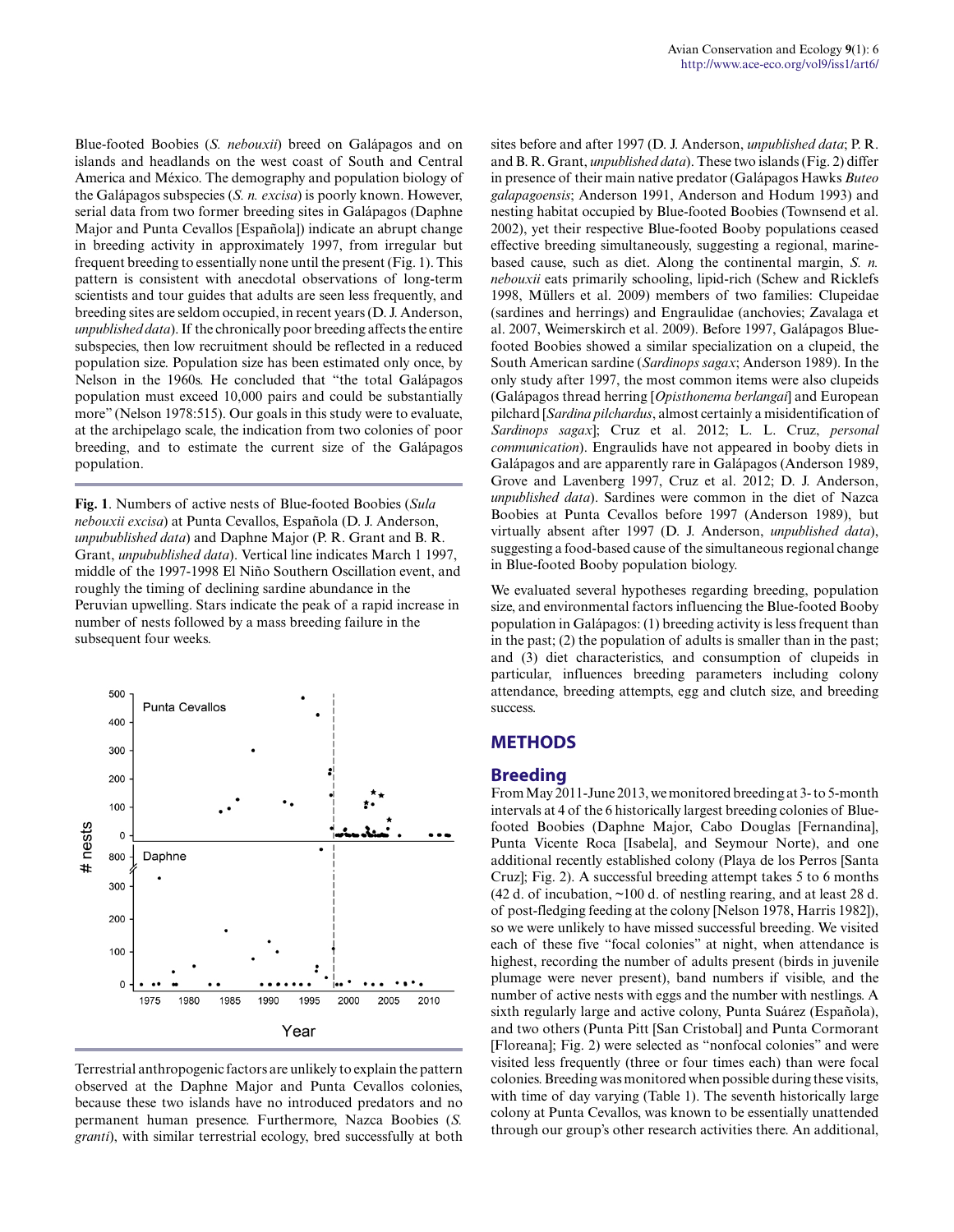Blue-footed Boobies (*S. nebouxii*) breed on Galápagos and on islands and headlands on the west coast of South and Central America and México. The demography and population biology of the Galápagos subspecies (*S. n. excisa*) is poorly known. However, serial data from two former breeding sites in Galápagos (Daphne Major and Punta Cevallos [Española]) indicate an abrupt change in breeding activity in approximately 1997, from irregular but frequent breeding to essentially none until the present (Fig. 1). This pattern is consistent with anecdotal observations of long-term scientists and tour guides that adults are seen less frequently, and breeding sites are seldom occupied, in recent years (D. J. Anderson, *unpublished data*). If the chronically poor breeding affects the entire subspecies, then low recruitment should be reflected in a reduced population size. Population size has been estimated only once, by Nelson in the 1960s. He concluded that "the total Galápagos population must exceed 10,000 pairs and could be substantially more" (Nelson 1978:515). Our goals in this study were to evaluate, at the archipelago scale, the indication from two colonies of poor breeding, and to estimate the current size of the Galápagos population.

**Fig. 1**. Numbers of active nests of Blue-footed Boobies (*Sula nebouxii excisa*) at Punta Cevallos, Española (D. J. Anderson, *unpubublished data*) and Daphne Major (P. R. Grant and B. R. Grant, *unpubublished data*). Vertical line indicates March 1 1997, middle of the 1997-1998 El Niño Southern Oscillation event, and roughly the timing of declining sardine abundance in the Peruvian upwelling. Stars indicate the peak of a rapid increase in number of nests followed by a mass breeding failure in the subsequent four weeks.

Terrestrial anthropogenic factors are unlikely to explain the pattern observed at the Daphne Major and Punta Cevallos colonies, because these two islands have no introduced predators and no permanent human presence. Furthermore, Nazca Boobies (*S. granti*), with similar terrestrial ecology, bred successfully at both sites before and after 1997 (D. J. Anderson, *unpublished data*; P. R. and B. R. Grant, *unpublished data*). These two islands (Fig. 2) differ in presence of their main native predator (Galápagos Hawks *Buteo galapagoensis*; Anderson 1991, Anderson and Hodum 1993) and nesting habitat occupied by Blue-footed Boobies (Townsend et al. 2002), yet their respective Blue-footed Booby populations ceased effective breeding simultaneously, suggesting a regional, marine-based cause, such as diet. Along the continental margin, *S. n. nebouxii* eats primarily schooling, lipid-rich (Schew and Ricklefs 1998, Müllers et al. 2009) members of two families: Clupeidae (sardines and herrings) and Engraulidae (anchovies; Zavalaga et al. 2007, Weimerskirch et al. 2009). Before 1997, Galápagos Blue-footed Boobies showed a similar specialization on a clupeid, the South American sardine (*Sardinops sagax*; Anderson 1989). In the only study after 1997, the most common items were also clupeids (Galápagos thread herring [*Opisthonema berlangai*] and European pilchard [*Sardina pilchardus*, almost certainly a misidentification of *Sardinops sagax*]; Cruz et al. 2012; L. L. Cruz, *personal communication*). Engraulids have not appeared in booby diets in Galápagos and are apparently rare in Galápagos (Anderson 1989, Grove and Lavenberg 1997, Cruz et al. 2012; D. J. Anderson, *unpublished data*). Sardines were common in the diet of Nazca Boobies at Punta Cevallos before 1997 (Anderson 1989), but virtually absent after 1997 (D. J. Anderson, *unpublished data*), suggesting a food-based cause of the simultaneous regional change in Blue-footed Booby population biology.

We evaluated several hypotheses regarding breeding, population size, and environmental factors influencing the Blue-footed Booby population in Galápagos: (1) breeding activity is less frequent than in the past; (2) the population of adults is smaller than in the past; and (3) diet characteristics, and consumption of clupeids in particular, influences breeding parameters including colony attendance, breeding attempts, egg and clutch size, and breeding success.

## METHODS

### Breeding

From May 2011-June 2013, we monitored breeding at 3- to 5-month intervals at 4 of the 6 historically largest breeding colonies of Blue-footed Boobies (Daphne Major, Cabo Douglas [Fernandina], Punta Vicente Roca [Isabela], and Seymour Norte), and one additional recently established colony (Playa de los Perros [Santa Cruz]; Fig. 2). A successful breeding attempt takes 5 to 6 months (42 d. of incubation, ~100 d. of nestling rearing, and at least 28 d. of post-fledging feeding at the colony [Nelson 1978, Harris 1982]), so we were unlikely to have missed successful breeding. We visited each of these five "focal colonies" at night, when attendance is highest, recording the number of adults present (birds in juvenile plumage were never present), band numbers if visible, and the number of active nests with eggs and the number with nestlings. A sixth regularly large and active colony, Punta Suárez (Española), and two others (Punta Pitt [San Cristobal] and Punta Cormorant [Floreana]; Fig. 2) were selected as "nonfocal colonies" and were visited less frequently (three or four times each) than were focal colonies. Breeding was monitored when possible during these visits, with time of day varying (Table 1). The seventh historically large colony at Punta Cevallos, was known to be essentially unattended through our group's other research activities there. An additional,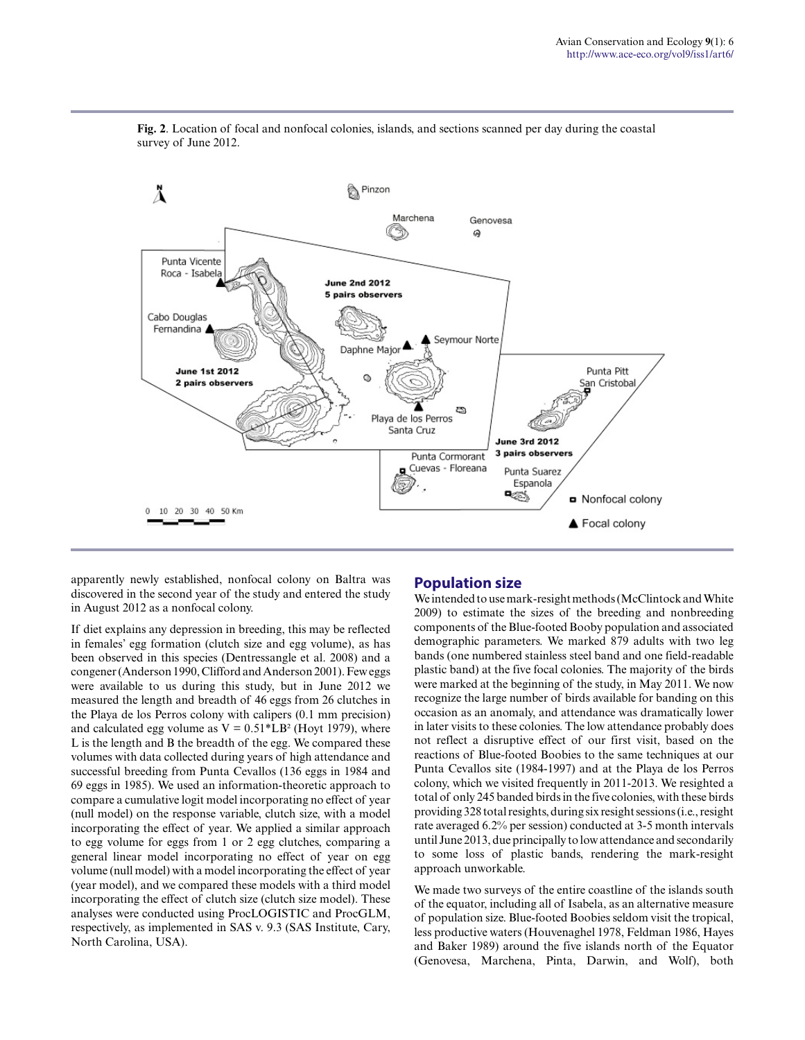**Fig. 2**. Location of focal and nonfocal colonies, islands, and sections scanned per day during the coastal survey of June 2012.

apparently newly established, nonfocal colony on Baltra was discovered in the second year of the study and entered the study in August 2012 as a nonfocal colony.

If diet explains any depression in breeding, this may be reflected in females' egg formation (clutch size and egg volume), as has been observed in this species (Dentressangle et al. 2008) and a congener (Anderson 1990, Clifford and Anderson 2001). Few eggs were available to us during this study, but in June 2012 we measured the length and breadth of 46 eggs from 26 clutches in the Playa de los Perros colony with calipers (0.1 mm precision) and calculated egg volume as $V = 0.51*LB^2$ (Hoyt 1979), where L is the length and B the breadth of the egg. We compared these volumes with data collected during years of high attendance and successful breeding from Punta Cevallos (136 eggs in 1984 and 69 eggs in 1985). We used an information-theoretic approach to compare a cumulative logit model incorporating no effect of year (null model) on the response variable, clutch size, with a model incorporating the effect of year. We applied a similar approach to egg volume for eggs from 1 or 2 egg clutches, comparing a general linear model incorporating no effect of year on egg volume (null model) with a model incorporating the effect of year (year model), and we compared these models with a third model incorporating the effect of clutch size (clutch size model). These analyses were conducted using ProcLOGISTIC and ProcGLM, respectively, as implemented in SAS v. 9.3 (SAS Institute, Cary, North Carolina, USA).

## Population size

We intended to use mark-resight methods (McClintock and White 2009) to estimate the sizes of the breeding and nonbreeding components of the Blue-footed Booby population and associated demographic parameters. We marked 879 adults with two leg bands (one numbered stainless steel band and one field-readable plastic band) at the five focal colonies. The majority of the birds were marked at the beginning of the study, in May 2011. We now recognize the large number of birds available for banding on this occasion as an anomaly, and attendance was dramatically lower in later visits to these colonies. The low attendance probably does not reflect a disruptive effect of our first visit, based on the reactions of Blue-footed Boobies to the same techniques at our Punta Cevallos site (1984-1997) and at the Playa de los Perros colony, which we visited frequently in 2011-2013. We resighted a total of only 245 banded birds in the five colonies, with these birds providing 328 total resights, during six resight sessions (i.e., resight rate averaged 6.2% per session) conducted at 3-5 month intervals until June 2013, due principally to low attendance and secondarily to some loss of plastic bands, rendering the mark-resight approach unworkable.

We made two surveys of the entire coastline of the islands south of the equator, including all of Isabela, as an alternative measure of population size. Blue-footed Boobies seldom visit the tropical, less productive waters (Houvenaghel 1978, Feldman 1986, Hayes and Baker 1989) around the five islands north of the Equator (Genovesa, Marchena, Pinta, Darwin, and Wolf), both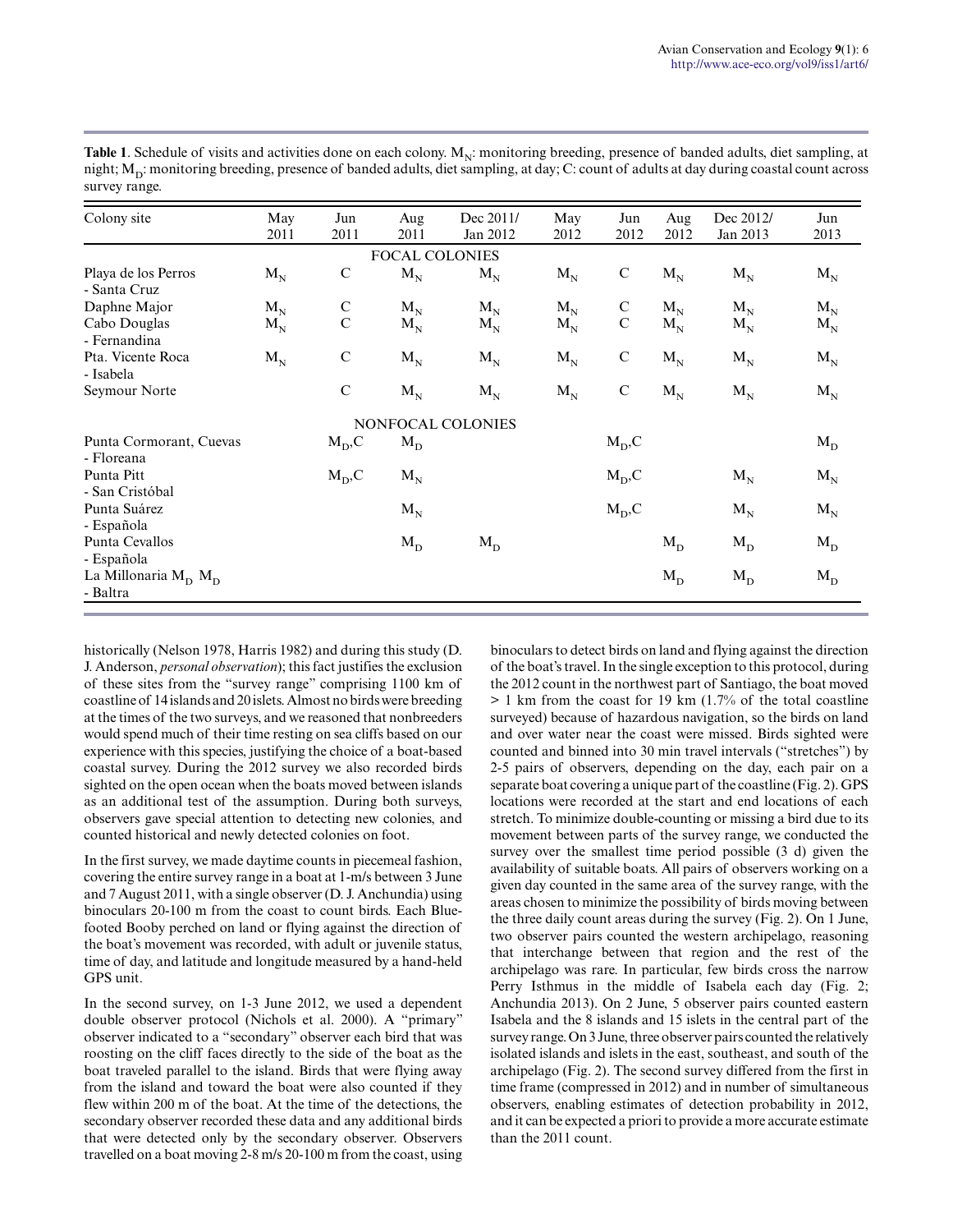**Table 1**. Schedule of visits and activities done on each colony. $M_N$: monitoring breeding, presence of banded adults, diet sampling, at night; $M_D$: monitoring breeding, presence of banded adults, diet sampling, at day; C: count of adults at day during coastal count across survey range.

| Colony site | May 2011 | Jun 2011 | Aug 2011 | Dec 2011/ Jan 2012 | May 2012 | Jun 2012 | Aug 2012 | Dec 2012/ Jan 2013 | Jun 2013 |
|---|---|---|---|---|---|---|---|---|---|
| | | | FOCAL COLONIES | | | | | | |
| Playa de los Perros - Santa Cruz | $M_N$ | C | $M_N$ | $M_N$ | $M_N$ | C | $M_N$ | $M_N$ | $M_N$ |
| Daphne Major | $M_N$ | C | $M_N$ | $M_N$ | $M_N$ | C | $M_N$ | $M_N$ | $M_N$ |
| Cabo Douglas - Fernandina | $M_N$ | C | $M_N$ | $M_N$ | $M_N$ | C | $M_N$ | $M_N$ | $M_N$ |
| Pta. Vicente Roca - Isabela | $M_N$ | C | $M_N$ | $M_N$ | $M_N$ | C | $M_N$ | $M_N$ | $M_N$ |
| Seymour Norte | | C | $M_N$ | $M_N$ | $M_N$ | C | $M_N$ | $M_N$ | $M_N$ |
| | | | NONFOCAL COLONIES | | | | | | |
| Punta Cormorant, Cuevas - Floreana | | $M_D$,C | $M_D$ | | | $M_D$,C | | | $M_D$ |
| Punta Pitt - San Cristóbal | | $M_D$,C | $M_N$ | | | $M_D$,C | | $M_N$ | $M_N$ |
| Punta Suárez - Española | | | $M_N$ | | | $M_D$,C | | $M_N$ | $M_N$ |
| Punta Cevallos - Española | | | $M_D$ | $M_D$ | | | $M_D$ | $M_D$ | $M_D$ |
| La Millonaria $M_D$ $M_D$ - Baltra | | | | | | | $M_D$ | $M_D$ | $M_D$ |

historically (Nelson 1978, Harris 1982) and during this study (D. J. Anderson, *personal observation*); this fact justifies the exclusion of these sites from the "survey range" comprising 1100 km of coastline of 14 islands and 20 islets. Almost no birds were breeding at the times of the two surveys, and we reasoned that nonbreeders would spend much of their time resting on sea cliffs based on our experience with this species, justifying the choice of a boat-based coastal survey. During the 2012 survey we also recorded birds sighted on the open ocean when the boats moved between islands as an additional test of the assumption. During both surveys, observers gave special attention to detecting new colonies, and counted historical and newly detected colonies on foot.

In the first survey, we made daytime counts in piecemeal fashion, covering the entire survey range in a boat at 1-m/s between 3 June and 7 August 2011, with a single observer (D. J. Anchundia) using binoculars 20-100 m from the coast to count birds. Each Blue-footed Booby perched on land or flying against the direction of the boat's movement was recorded, with adult or juvenile status, time of day, and latitude and longitude measured by a hand-held GPS unit.

In the second survey, on 1-3 June 2012, we used a dependent double observer protocol (Nichols et al. 2000). A "primary" observer indicated to a "secondary" observer each bird that was roosting on the cliff faces directly to the side of the boat as the boat traveled parallel to the island. Birds that were flying away from the island and toward the boat were also counted if they flew within 200 m of the boat. At the time of the detections, the secondary observer recorded these data and any additional birds that were detected only by the secondary observer. Observers travelled on a boat moving 2-8 m/s 20-100 m from the coast, using binoculars to detect birds on land and flying against the direction of the boat's travel. In the single exception to this protocol, during the 2012 count in the northwest part of Santiago, the boat moved > 1 km from the coast for 19 km (1.7% of the total coastline surveyed) because of hazardous navigation, so the birds on land and over water near the coast were missed. Birds sighted were counted and binned into 30 min travel intervals ("stretches") by 2-5 pairs of observers, depending on the day, each pair on a separate boat covering a unique part of the coastline (Fig. 2). GPS locations were recorded at the start and end locations of each stretch. To minimize double-counting or missing a bird due to its movement between parts of the survey range, we conducted the survey over the smallest time period possible (3 d) given the availability of suitable boats. All pairs of observers working on a given day counted in the same area of the survey range, with the areas chosen to minimize the possibility of birds moving between the three daily count areas during the survey (Fig. 2). On 1 June, two observer pairs counted the western archipelago, reasoning that interchange between that region and the rest of the archipelago was rare. In particular, few birds cross the narrow Perry Isthmus in the middle of Isabela each day (Fig. 2; Anchundia 2013). On 2 June, 5 observer pairs counted eastern Isabela and the 8 islands and 15 islets in the central part of the survey range. On 3 June, three observer pairs counted the relatively isolated islands and islets in the east, southeast, and south of the archipelago (Fig. 2). The second survey differed from the first in time frame (compressed in 2012) and in number of simultaneous observers, enabling estimates of detection probability in 2012, and it can be expected a priori to provide a more accurate estimate than the 2011 count.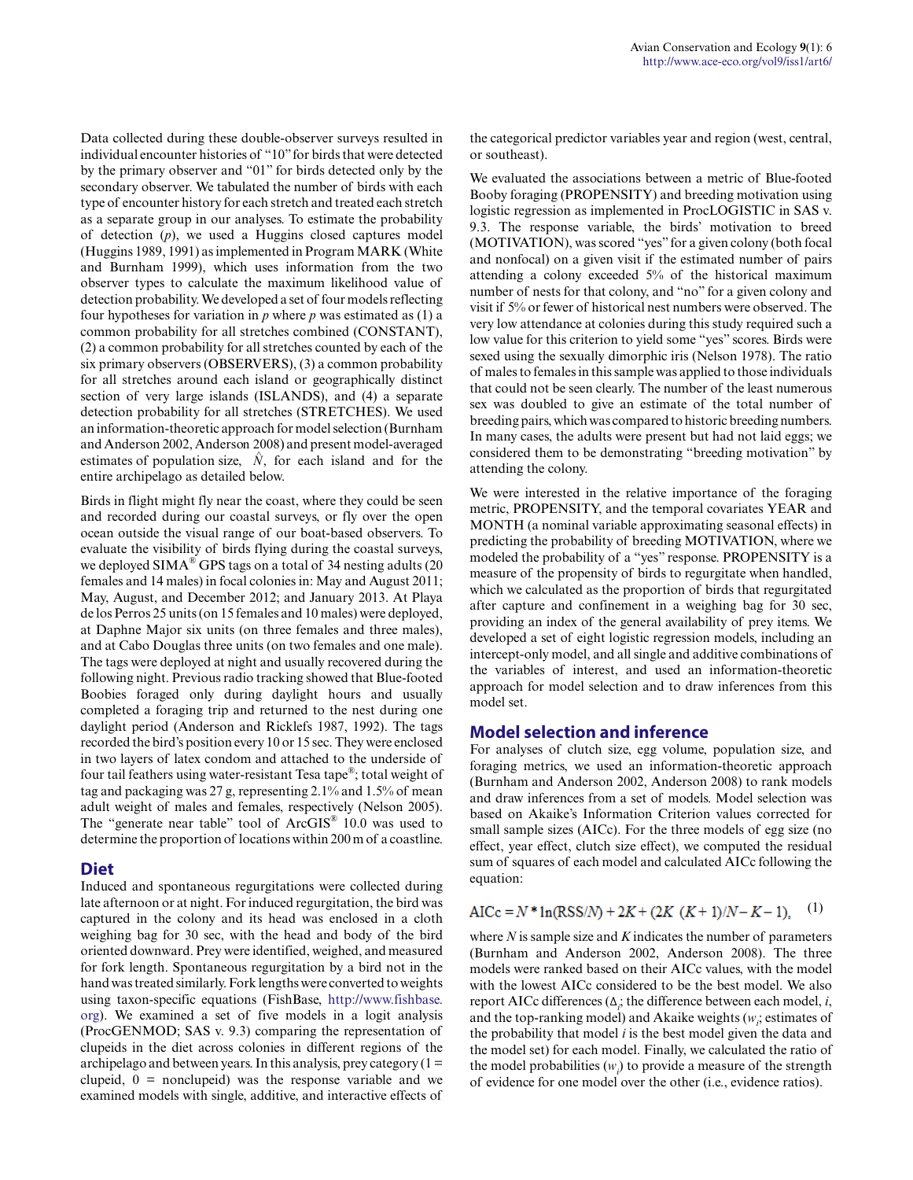Data collected during these double-observer surveys resulted in individual encounter histories of "10" for birds that were detected by the primary observer and "01" for birds detected only by the secondary observer. We tabulated the number of birds with each type of encounter history for each stretch and treated each stretch as a separate group in our analyses. To estimate the probability of detection ($p$), we used a Huggins closed captures model (Huggins 1989, 1991) as implemented in Program MARK (White and Burnham 1999), which uses information from the two observer types to calculate the maximum likelihood value of detection probability. We developed a set of four models reflecting four hypotheses for variation in $p$ where $p$ was estimated as (1) a common probability for all stretches combined (CONSTANT), (2) a common probability for all stretches counted by each of the six primary observers (OBSERVERS), (3) a common probability for all stretches around each island or geographically distinct section of very large islands (ISLANDS), and (4) a separate detection probability for all stretches (STRETCHES). We used an information-theoretic approach for model selection (Burnham and Anderson 2002, Anderson 2008) and present model-averaged estimates of population size, $\hat{N}$, for each island and for the entire archipelago as detailed below.

Birds in flight might fly near the coast, where they could be seen and recorded during our coastal surveys, or fly over the open ocean outside the visual range of our boat-based observers. To evaluate the visibility of birds flying during the coastal surveys, we deployed SIMA® GPS tags on a total of 34 nesting adults (20 females and 14 males) in focal colonies in: May and August 2011; May, August, and December 2012; and January 2013. At Playa de los Perros 25 units (on 15 females and 10 males) were deployed, at Daphne Major six units (on three females and three males), and at Cabo Douglas three units (on two females and one male). The tags were deployed at night and usually recovered during the following night. Previous radio tracking showed that Blue-footed Boobies foraged only during daylight hours and usually completed a foraging trip and returned to the nest during one daylight period (Anderson and Ricklefs 1987, 1992). The tags recorded the bird's position every 10 or 15 sec. They were enclosed in two layers of latex condom and attached to the underside of four tail feathers using water-resistant Tesa tape®; total weight of tag and packaging was 27 g, representing 2.1% and 1.5% of mean adult weight of males and females, respectively (Nelson 2005). The "generate near table" tool of ArcGIS® 10.0 was used to determine the proportion of locations within 200 m of a coastline.

## Diet

Induced and spontaneous regurgitations were collected during late afternoon or at night. For induced regurgitation, the bird was captured in the colony and its head was enclosed in a cloth weighing bag for 30 sec, with the head and body of the bird oriented downward. Prey were identified, weighed, and measured for fork length. Spontaneous regurgitation by a bird not in the hand was treated similarly. Fork lengths were converted to weights using taxon-specific equations (FishBase, http://www.fishbase.org). We examined a set of five models in a logit analysis (ProcGENMOD; SAS v. 9.3) comparing the representation of clupeids in the diet across colonies in different regions of the archipelago and between years. In this analysis, prey category (1 = clupeid, 0 = nonclupeid) was the response variable and we examined models with single, additive, and interactive effects of the categorical predictor variables year and region (west, central, or southeast).

We evaluated the associations between a metric of Blue-footed Booby foraging (PROPENSITY) and breeding motivation using logistic regression as implemented in ProcLOGISTIC in SAS v. 9.3. The response variable, the birds' motivation to breed (MOTIVATION), was scored "yes" for a given colony (both focal and nonfocal) on a given visit if the estimated number of pairs attending a colony exceeded 5% of the historical maximum number of nests for that colony, and "no" for a given colony and visit if 5% or fewer of historical nest numbers were observed. The very low attendance at colonies during this study required such a low value for this criterion to yield some "yes" scores. Birds were sexed using the sexually dimorphic iris (Nelson 1978). The ratio of males to females in this sample was applied to those individuals that could not be seen clearly. The number of the least numerous sex was doubled to give an estimate of the total number of breeding pairs, which was compared to historic breeding numbers. In many cases, the adults were present but had not laid eggs; we considered them to be demonstrating "breeding motivation" by attending the colony.

We were interested in the relative importance of the foraging metric, PROPENSITY, and the temporal covariates YEAR and MONTH (a nominal variable approximating seasonal effects) in predicting the probability of breeding MOTIVATION, where we modeled the probability of a "yes" response. PROPENSITY is a measure of the propensity of birds to regurgitate when handled, which we calculated as the proportion of birds that regurgitated after capture and confinement in a weighing bag for 30 sec, providing an index of the general availability of prey items. We developed a set of eight logistic regression models, including an intercept-only model, and all single and additive combinations of the variables of interest, and used an information-theoretic approach for model selection and to draw inferences from this model set.

## Model selection and inference

For analyses of clutch size, egg volume, population size, and foraging metrics, we used an information-theoretic approach (Burnham and Anderson 2002, Anderson 2008) to rank models and draw inferences from a set of models. Model selection was based on Akaike's Information Criterion values corrected for small sample sizes (AICc). For the three models of egg size (no effect, year effect, clutch size effect), we computed the residual sum of squares of each model and calculated AICc following the equation:

$$\text{AICc} = N * \ln(\text{RSS}/N) + 2K + (2K\ (K+1)/N - K - 1), \quad (1)$$

where $N$ is sample size and $K$ indicates the number of parameters (Burnham and Anderson 2002, Anderson 2008). The three models were ranked based on their AICc values, with the model with the lowest AICc considered to be the best model. We also report AICc differences ($\Delta_i$; the difference between each model, $i$, and the top-ranking model) and Akaike weights ($w_i$; estimates of the probability that model $i$ is the best model given the data and the model set) for each model. Finally, we calculated the ratio of the model probabilities ($w_i$) to provide a measure of the strength of evidence for one model over the other (i.e., evidence ratios).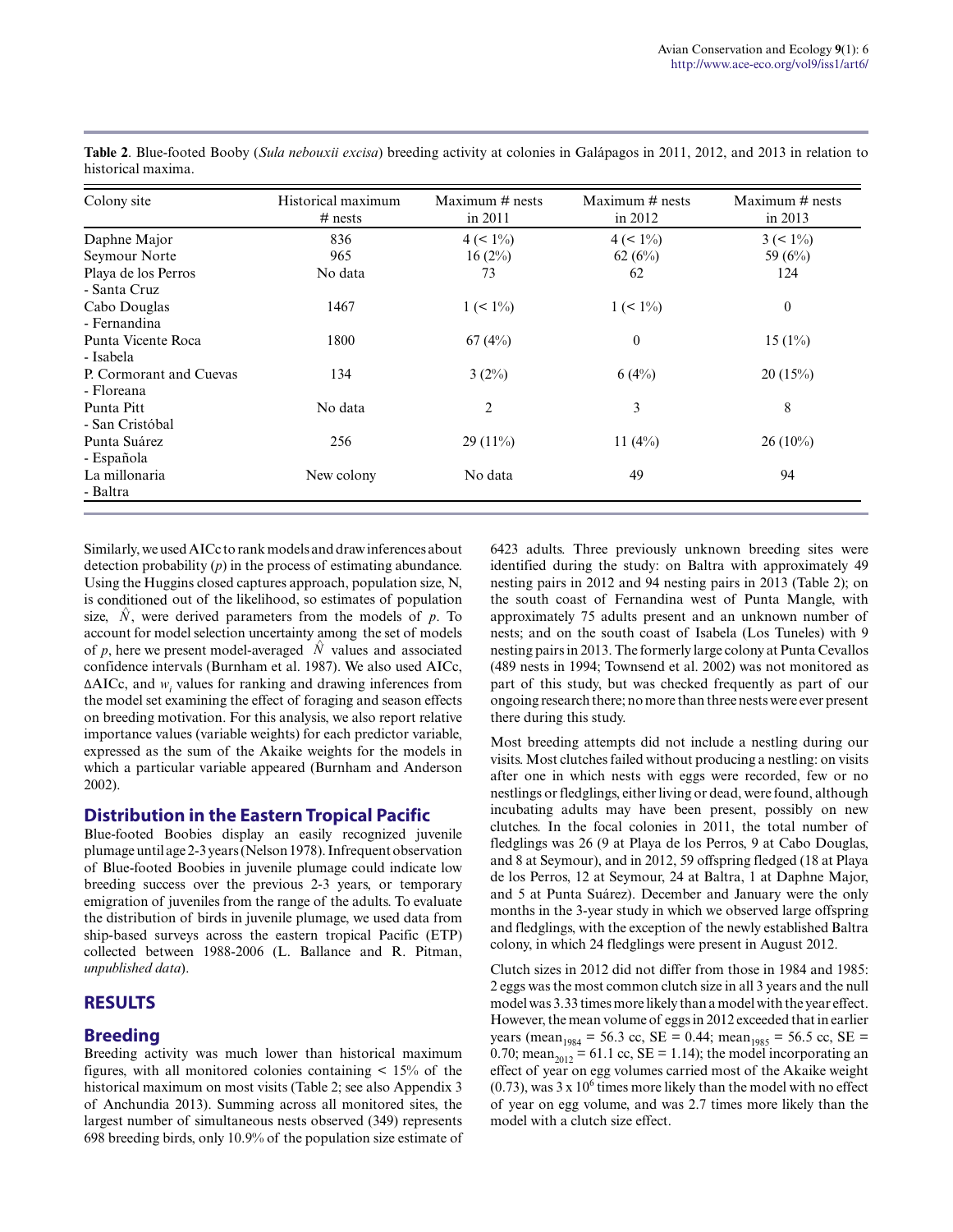**Table 2**. Blue-footed Booby (*Sula nebouxii excisa*) breeding activity at colonies in Galápagos in 2011, 2012, and 2013 in relation to historical maxima.

| Colony site | Historical maximum # nests | Maximum # nests in 2011 | Maximum # nests in 2012 | Maximum # nests in 2013 |
|---|---|---|---|---|
| Daphne Major | 836 | 4 (< 1%) | 4 (< 1%) | 3 (< 1%) |
| Seymour Norte | 965 | 16 (2%) | 62 (6%) | 59 (6%) |
| Playa de los Perros - Santa Cruz | No data | 73 | 62 | 124 |
| Cabo Douglas - Fernandina | 1467 | 1 (< 1%) | 1 (< 1%) | 0 |
| Punta Vicente Roca - Isabela | 1800 | 67 (4%) | 0 | 15 (1%) |
| P. Cormorant and Cuevas - Floreana | 134 | 3 (2%) | 6 (4%) | 20 (15%) |
| Punta Pitt - San Cristóbal | No data | 2 | 3 | 8 |
| Punta Suárez - Española | 256 | 29 (11%) | 11 (4%) | 26 (10%) |
| La millonaria - Baltra | New colony | No data | 49 | 94 |

Similarly, we used AICc to rank models and draw inferences about detection probability ($p$) in the process of estimating abundance. Using the Huggins closed captures approach, population size, N, is conditioned out of the likelihood, so estimates of population size, $\hat{N}$, were derived parameters from the models of $p$. To account for model selection uncertainty among the set of models of $p$, here we present model-averaged $\hat{N}$ values and associated confidence intervals (Burnham et al. 1987). We also used AICc, ΔAICc, and $w_i$ values for ranking and drawing inferences from the model set examining the effect of foraging and season effects on breeding motivation. For this analysis, we also report relative importance values (variable weights) for each predictor variable, expressed as the sum of the Akaike weights for the models in which a particular variable appeared (Burnham and Anderson 2002).

## Distribution in the Eastern Tropical Pacific

Blue-footed Boobies display an easily recognized juvenile plumage until age 2-3 years (Nelson 1978). Infrequent observation of Blue-footed Boobies in juvenile plumage could indicate low breeding success over the previous 2-3 years, or temporary emigration of juveniles from the range of the adults. To evaluate the distribution of birds in juvenile plumage, we used data from ship-based surveys across the eastern tropical Pacific (ETP) collected between 1988-2006 (L. Ballance and R. Pitman, *unpublished data*).

# RESULTS

## Breeding

Breeding activity was much lower than historical maximum figures, with all monitored colonies containing < 15% of the historical maximum on most visits (Table 2; see also Appendix 3 of Anchundia 2013). Summing across all monitored sites, the largest number of simultaneous nests observed (349) represents 698 breeding birds, only 10.9% of the population size estimate of 6423 adults. Three previously unknown breeding sites were identified during the study: on Baltra with approximately 49 nesting pairs in 2012 and 94 nesting pairs in 2013 (Table 2); on the south coast of Fernandina west of Punta Mangle, with approximately 75 adults present and an unknown number of nests; and on the south coast of Isabela (Los Tuneles) with 9 nesting pairs in 2013. The formerly large colony at Punta Cevallos (489 nests in 1994; Townsend et al. 2002) was not monitored as part of this study, but was checked frequently as part of our ongoing research there; no more than three nests were ever present there during this study.

Most breeding attempts did not include a nestling during our visits. Most clutches failed without producing a nestling: on visits after one in which nests with eggs were recorded, few or no nestlings or fledglings, either living or dead, were found, although incubating adults may have been present, possibly on new clutches. In the focal colonies in 2011, the total number of fledglings was 26 (9 at Playa de los Perros, 9 at Cabo Douglas, and 8 at Seymour), and in 2012, 59 offspring fledged (18 at Playa de los Perros, 12 at Seymour, 24 at Baltra, 1 at Daphne Major, and 5 at Punta Suárez). December and January were the only months in the 3-year study in which we observed large offspring and fledglings, with the exception of the newly established Baltra colony, in which 24 fledglings were present in August 2012.

Clutch sizes in 2012 did not differ from those in 1984 and 1985: 2 eggs was the most common clutch size in all 3 years and the null model was 3.33 times more likely than a model with the year effect. However, the mean volume of eggs in 2012 exceeded that in earlier years ($mean_{1984}$ = 56.3 cc, SE = 0.44; $mean_{1985}$ = 56.5 cc, SE = 0.70; $mean_{2012}$ = 61.1 cc, SE = 1.14); the model incorporating an effect of year on egg volumes carried most of the Akaike weight (0.73), was $3 \times 10^6$ times more likely than the model with no effect of year on egg volume, and was 2.7 times more likely than the model with a clutch size effect.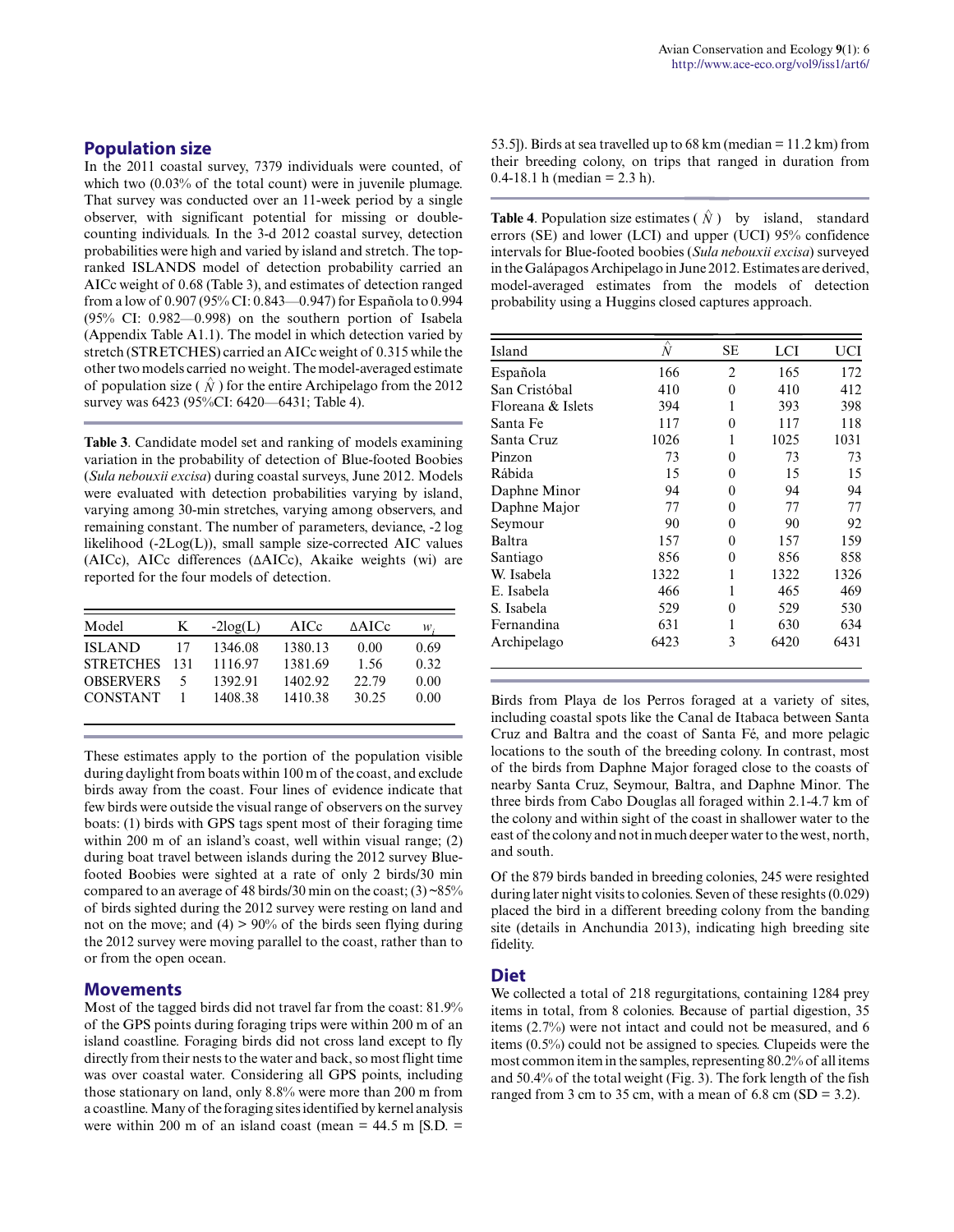## Population size

In the 2011 coastal survey, 7379 individuals were counted, of which two (0.03% of the total count) were in juvenile plumage. That survey was conducted over an 11-week period by a single observer, with significant potential for missing or double-counting individuals. In the 3-d 2012 coastal survey, detection probabilities were high and varied by island and stretch. The top-ranked ISLANDS model of detection probability carried an AICc weight of 0.68 (Table 3), and estimates of detection ranged from a low of 0.907 (95% CI: 0.843—0.947) for Española to 0.994 (95% CI: 0.982—0.998) on the southern portion of Isabela (Appendix Table A1.1). The model in which detection varied by stretch (STRETCHES) carried an AICc weight of 0.315 while the other two models carried no weight. The model-averaged estimate of population size ( $\hat{N}$ ) for the entire Archipelago from the 2012 survey was 6423 (95%CI: 6420—6431; Table 4).

**Table 3**. Candidate model set and ranking of models examining variation in the probability of detection of Blue-footed Boobies (*Sula nebouxii excisa*) during coastal surveys, June 2012. Models were evaluated with detection probabilities varying by island, varying among 30-min stretches, varying among observers, and remaining constant. The number of parameters, deviance, -2 log likelihood (-2Log(L)), small sample size-corrected AIC values (AICc), AICc differences (ΔAICc), Akaike weights (wi) are reported for the four models of detection.

| Model | K | -2log(L) | AICc | ΔAICc | $w_i$ |
|---|---|---|---|---|---|
| ISLAND | 17 | 1346.08 | 1380.13 | 0.00 | 0.69 |
| STRETCHES | 131 | 1116.97 | 1381.69 | 1.56 | 0.32 |
| OBSERVERS | 5 | 1392.91 | 1402.92 | 22.79 | 0.00 |
| CONSTANT | 1 | 1408.38 | 1410.38 | 30.25 | 0.00 |

These estimates apply to the portion of the population visible during daylight from boats within 100 m of the coast, and exclude birds away from the coast. Four lines of evidence indicate that few birds were outside the visual range of observers on the survey boats: (1) birds with GPS tags spent most of their foraging time within 200 m of an island's coast, well within visual range; (2) during boat travel between islands during the 2012 survey Blue-footed Boobies were sighted at a rate of only 2 birds/30 min compared to an average of 48 birds/30 min on the coast; (3) ~85% of birds sighted during the 2012 survey were resting on land and not on the move; and (4) > 90% of the birds seen flying during the 2012 survey were moving parallel to the coast, rather than to or from the open ocean.

## Movements

Most of the tagged birds did not travel far from the coast: 81.9% of the GPS points during foraging trips were within 200 m of an island coastline. Foraging birds did not cross land except to fly directly from their nests to the water and back, so most flight time was over coastal water. Considering all GPS points, including those stationary on land, only 8.8% were more than 200 m from a coastline. Many of the foraging sites identified by kernel analysis were within 200 m of an island coast (mean = 44.5 m [S.D. = 53.5]). Birds at sea travelled up to 68 km (median = 11.2 km) from their breeding colony, on trips that ranged in duration from 0.4-18.1 h (median = 2.3 h).

**Table 4**. Population size estimates ( $\hat{N}$ ) by island, standard errors (SE) and lower (LCI) and upper (UCI) 95% confidence intervals for Blue-footed boobies (*Sula nebouxii excisa*) surveyed in the Galápagos Archipelago in June 2012. Estimates are derived, model-averaged estimates from the models of detection probability using a Huggins closed captures approach.

| Island | $\hat{N}$ | SE | LCI | UCI |
|---|---|---|---|---|
| Española | 166 | 2 | 165 | 172 |
| San Cristóbal | 410 | 0 | 410 | 412 |
| Floreana & Islets | 394 | 1 | 393 | 398 |
| Santa Fe | 117 | 0 | 117 | 118 |
| Santa Cruz | 1026 | 1 | 1025 | 1031 |
| Pinzon | 73 | 0 | 73 | 73 |
| Rábida | 15 | 0 | 15 | 15 |
| Daphne Minor | 94 | 0 | 94 | 94 |
| Daphne Major | 77 | 0 | 77 | 77 |
| Seymour | 90 | 0 | 90 | 92 |
| Baltra | 157 | 0 | 157 | 159 |
| Santiago | 856 | 0 | 856 | 858 |
| W. Isabela | 1322 | 1 | 1322 | 1326 |
| E. Isabela | 466 | 1 | 465 | 469 |
| S. Isabela | 529 | 0 | 529 | 530 |
| Fernandina | 631 | 1 | 630 | 634 |
| Archipelago | 6423 | 3 | 6420 | 6431 |

Birds from Playa de los Perros foraged at a variety of sites, including coastal spots like the Canal de Itabaca between Santa Cruz and Baltra and the coast of Santa Fé, and more pelagic locations to the south of the breeding colony. In contrast, most of the birds from Daphne Major foraged close to the coasts of nearby Santa Cruz, Seymour, Baltra, and Daphne Minor. The three birds from Cabo Douglas all foraged within 2.1-4.7 km of the colony and within sight of the coast in shallower water to the east of the colony and not in much deeper water to the west, north, and south.

Of the 879 birds banded in breeding colonies, 245 were resighted during later night visits to colonies. Seven of these resights (0.029) placed the bird in a different breeding colony from the banding site (details in Anchundia 2013), indicating high breeding site fidelity.

## Diet

We collected a total of 218 regurgitations, containing 1284 prey items in total, from 8 colonies. Because of partial digestion, 35 items (2.7%) were not intact and could not be measured, and 6 items (0.5%) could not be assigned to species. Clupeids were the most common item in the samples, representing 80.2% of all items and 50.4% of the total weight (Fig. 3). The fork length of the fish ranged from 3 cm to 35 cm, with a mean of 6.8 cm (SD = 3.2).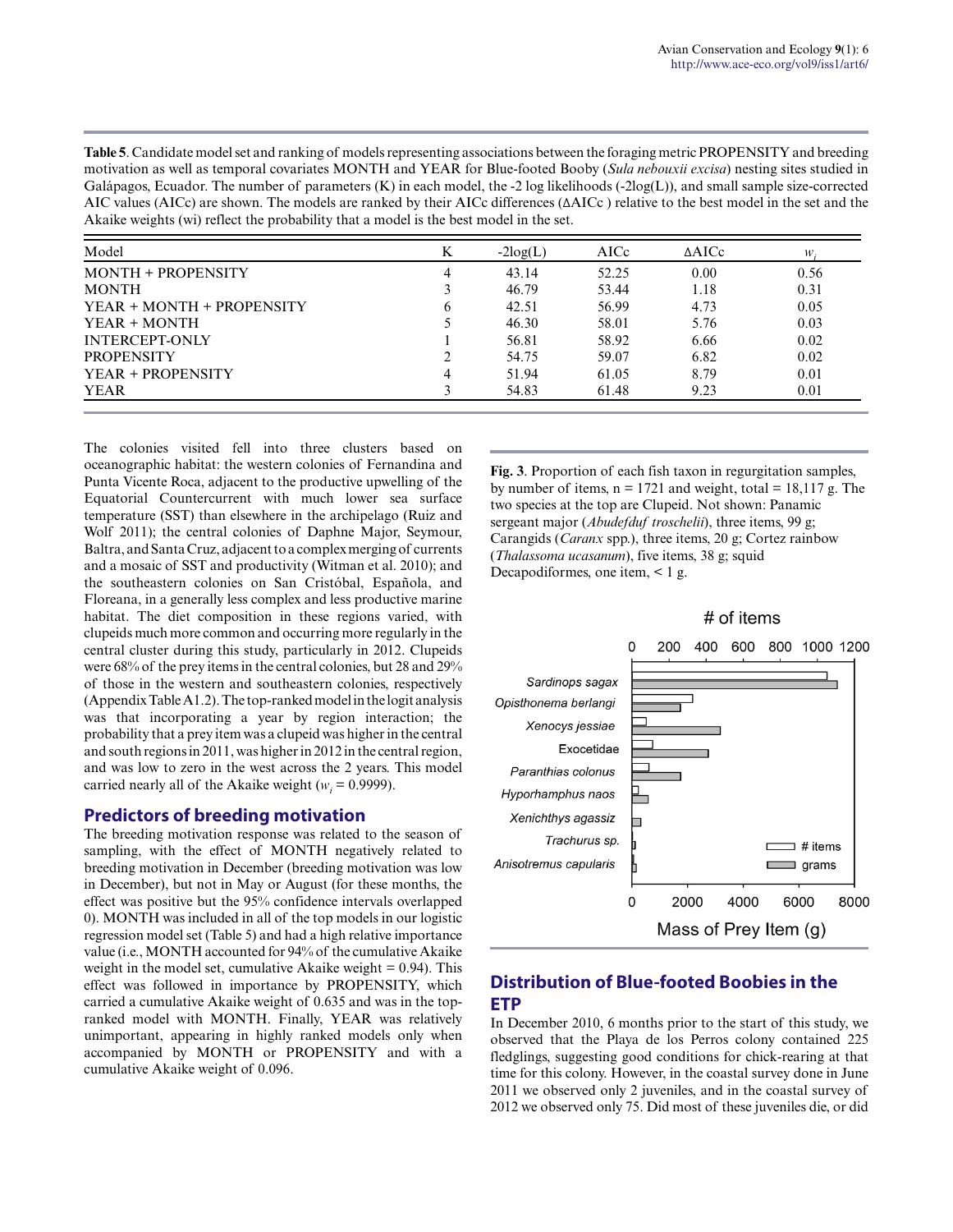**Table 5**. Candidate model set and ranking of models representing associations between the foraging metric PROPENSITY and breeding motivation as well as temporal covariates MONTH and YEAR for Blue-footed Booby (*Sula nebouxii excisa*) nesting sites studied in Galápagos, Ecuador. The number of parameters (K) in each model, the -2 log likelihoods (-2log(L)), and small sample size-corrected AIC values (AICc) are shown. The models are ranked by their AICc differences (ΔAICc ) relative to the best model in the set and the Akaike weights (wi) reflect the probability that a model is the best model in the set.

| Model | K | -2log(L) | AICc | ΔAICc | $w_i$ |
|---|---|---|---|---|---|
| MONTH + PROPENSITY | 4 | 43.14 | 52.25 | 0.00 | 0.56 |
| MONTH | 3 | 46.79 | 53.44 | 1.18 | 0.31 |
| YEAR + MONTH + PROPENSITY | 6 | 42.51 | 56.99 | 4.73 | 0.05 |
| YEAR + MONTH | 5 | 46.30 | 58.01 | 5.76 | 0.03 |
| INTERCEPT-ONLY | 1 | 56.81 | 58.92 | 6.66 | 0.02 |
| PROPENSITY | 2 | 54.75 | 59.07 | 6.82 | 0.02 |
| YEAR + PROPENSITY | 4 | 51.94 | 61.05 | 8.79 | 0.01 |
| YEAR | 3 | 54.83 | 61.48 | 9.23 | 0.01 |

The colonies visited fell into three clusters based on oceanographic habitat: the western colonies of Fernandina and Punta Vicente Roca, adjacent to the productive upwelling of the Equatorial Countercurrent with much lower sea surface temperature (SST) than elsewhere in the archipelago (Ruiz and Wolf 2011); the central colonies of Daphne Major, Seymour, Baltra, and Santa Cruz, adjacent to a complex merging of currents and a mosaic of SST and productivity (Witman et al. 2010); and the southeastern colonies on San Cristóbal, Española, and Floreana, in a generally less complex and less productive marine habitat. The diet composition in these regions varied, with clupeids much more common and occurring more regularly in the central cluster during this study, particularly in 2012. Clupeids were 68% of the prey items in the central colonies, but 28 and 29% of those in the western and southeastern colonies, respectively (Appendix Table A1.2). The top-ranked model in the logit analysis was that incorporating a year by region interaction; the probability that a prey item was a clupeid was higher in the central and south regions in 2011, was higher in 2012 in the central region, and was low to zero in the west across the 2 years. This model carried nearly all of the Akaike weight ($w_i$ = 0.9999).

## Predictors of breeding motivation

The breeding motivation response was related to the season of sampling, with the effect of MONTH negatively related to breeding motivation in December (breeding motivation was low in December), but not in May or August (for these months, the effect was positive but the 95% confidence intervals overlapped 0). MONTH was included in all of the top models in our logistic regression model set (Table 5) and had a high relative importance value (i.e., MONTH accounted for 94% of the cumulative Akaike weight in the model set, cumulative Akaike weight = 0.94). This effect was followed in importance by PROPENSITY, which carried a cumulative Akaike weight of 0.635 and was in the top-ranked model with MONTH. Finally, YEAR was relatively unimportant, appearing in highly ranked models only when accompanied by MONTH or PROPENSITY and with a cumulative Akaike weight of 0.096.

**Fig. 3**. Proportion of each fish taxon in regurgitation samples, by number of items, n = 1721 and weight, total = 18,117 g. The two species at the top are Clupeid. Not shown: Panamic sergeant major (*Abudefduf troschelii*), three items, 99 g; Carangids (*Caranx* spp.), three items, 20 g; Cortez rainbow (*Thalassoma ucasanum*), five items, 38 g; squid Decapodiformes, one item, < 1 g.

## Distribution of Blue-footed Boobies in the ETP

In December 2010, 6 months prior to the start of this study, we observed that the Playa de los Perros colony contained 225 fledglings, suggesting good conditions for chick-rearing at that time for this colony. However, in the coastal survey done in June 2011 we observed only 2 juveniles, and in the coastal survey of 2012 we observed only 75. Did most of these juveniles die, or did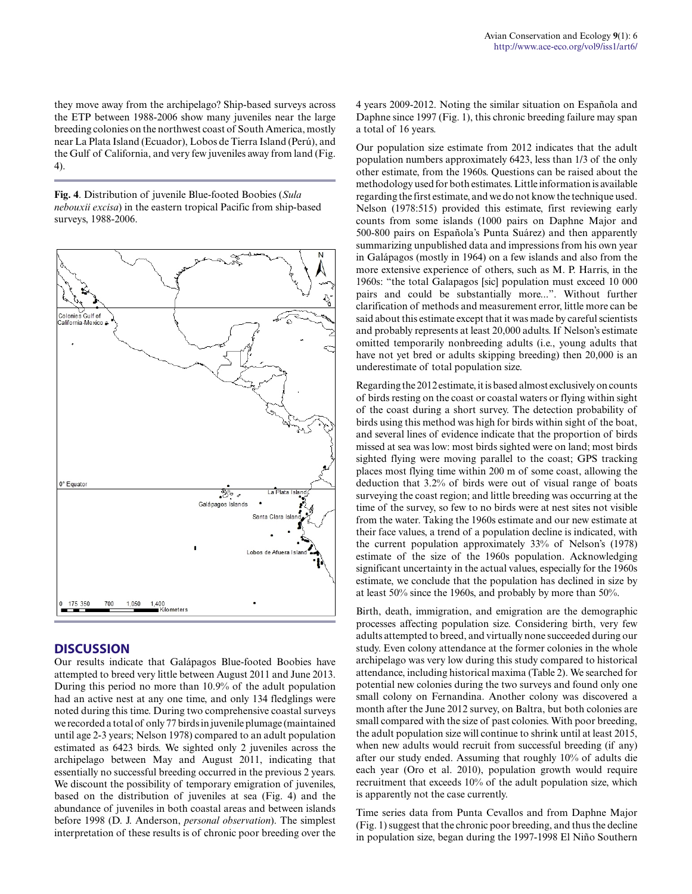they move away from the archipelago? Ship-based surveys across the ETP between 1988-2006 show many juveniles near the large breeding colonies on the northwest coast of South America, mostly near La Plata Island (Ecuador), Lobos de Tierra Island (Perú), and the Gulf of California, and very few juveniles away from land (Fig. 4).

**Fig. 4**. Distribution of juvenile Blue-footed Boobies (*Sula nebouxii excisa*) in the eastern tropical Pacific from ship-based surveys, 1988-2006.

## DISCUSSION

Our results indicate that Galápagos Blue-footed Boobies have attempted to breed very little between August 2011 and June 2013. During this period no more than 10.9% of the adult population had an active nest at any one time, and only 134 fledglings were noted during this time. During two comprehensive coastal surveys we recorded a total of only 77 birds in juvenile plumage (maintained until age 2-3 years; Nelson 1978) compared to an adult population estimated as 6423 birds. We sighted only 2 juveniles across the archipelago between May and August 2011, indicating that essentially no successful breeding occurred in the previous 2 years. We discount the possibility of temporary emigration of juveniles, based on the distribution of juveniles at sea (Fig. 4) and the abundance of juveniles in both coastal areas and between islands before 1998 (D. J. Anderson, *personal observation*). The simplest interpretation of these results is of chronic poor breeding over the 4 years 2009-2012. Noting the similar situation on Española and Daphne since 1997 (Fig. 1), this chronic breeding failure may span a total of 16 years.

Our population size estimate from 2012 indicates that the adult population numbers approximately 6423, less than 1/3 of the only other estimate, from the 1960s. Questions can be raised about the methodology used for both estimates. Little information is available regarding the first estimate, and we do not know the technique used. Nelson (1978:515) provided this estimate, first reviewing early counts from some islands (1000 pairs on Daphne Major and 500-800 pairs on Española's Punta Suárez) and then apparently summarizing unpublished data and impressions from his own year in Galápagos (mostly in 1964) on a few islands and also from the more extensive experience of others, such as M. P. Harris, in the 1960s: "the total Galapagos [sic] population must exceed 10 000 pairs and could be substantially more...". Without further clarification of methods and measurement error, little more can be said about this estimate except that it was made by careful scientists and probably represents at least 20,000 adults. If Nelson's estimate omitted temporarily nonbreeding adults (i.e., young adults that have not yet bred or adults skipping breeding) then 20,000 is an underestimate of total population size.

Regarding the 2012 estimate, it is based almost exclusively on counts of birds resting on the coast or coastal waters or flying within sight of the coast during a short survey. The detection probability of birds using this method was high for birds within sight of the boat, and several lines of evidence indicate that the proportion of birds missed at sea was low: most birds sighted were on land; most birds sighted flying were moving parallel to the coast; GPS tracking places most flying time within 200 m of some coast, allowing the deduction that 3.2% of birds were out of visual range of boats surveying the coast region; and little breeding was occurring at the time of the survey, so few to no birds were at nest sites not visible from the water. Taking the 1960s estimate and our new estimate at their face values, a trend of a population decline is indicated, with the current population approximately 33% of Nelson's (1978) estimate of the size of the 1960s population. Acknowledging significant uncertainty in the actual values, especially for the 1960s estimate, we conclude that the population has declined in size by at least 50% since the 1960s, and probably by more than 50%.

Birth, death, immigration, and emigration are the demographic processes affecting population size. Considering birth, very few adults attempted to breed, and virtually none succeeded during our study. Even colony attendance at the former colonies in the whole archipelago was very low during this study compared to historical attendance, including historical maxima (Table 2). We searched for potential new colonies during the two surveys and found only one small colony on Fernandina. Another colony was discovered a month after the June 2012 survey, on Baltra, but both colonies are small compared with the size of past colonies. With poor breeding, the adult population size will continue to shrink until at least 2015, when new adults would recruit from successful breeding (if any) after our study ended. Assuming that roughly 10% of adults die each year (Oro et al. 2010), population growth would require recruitment that exceeds 10% of the adult population size, which is apparently not the case currently.

Time series data from Punta Cevallos and from Daphne Major (Fig. 1) suggest that the chronic poor breeding, and thus the decline in population size, began during the 1997-1998 El Niño Southern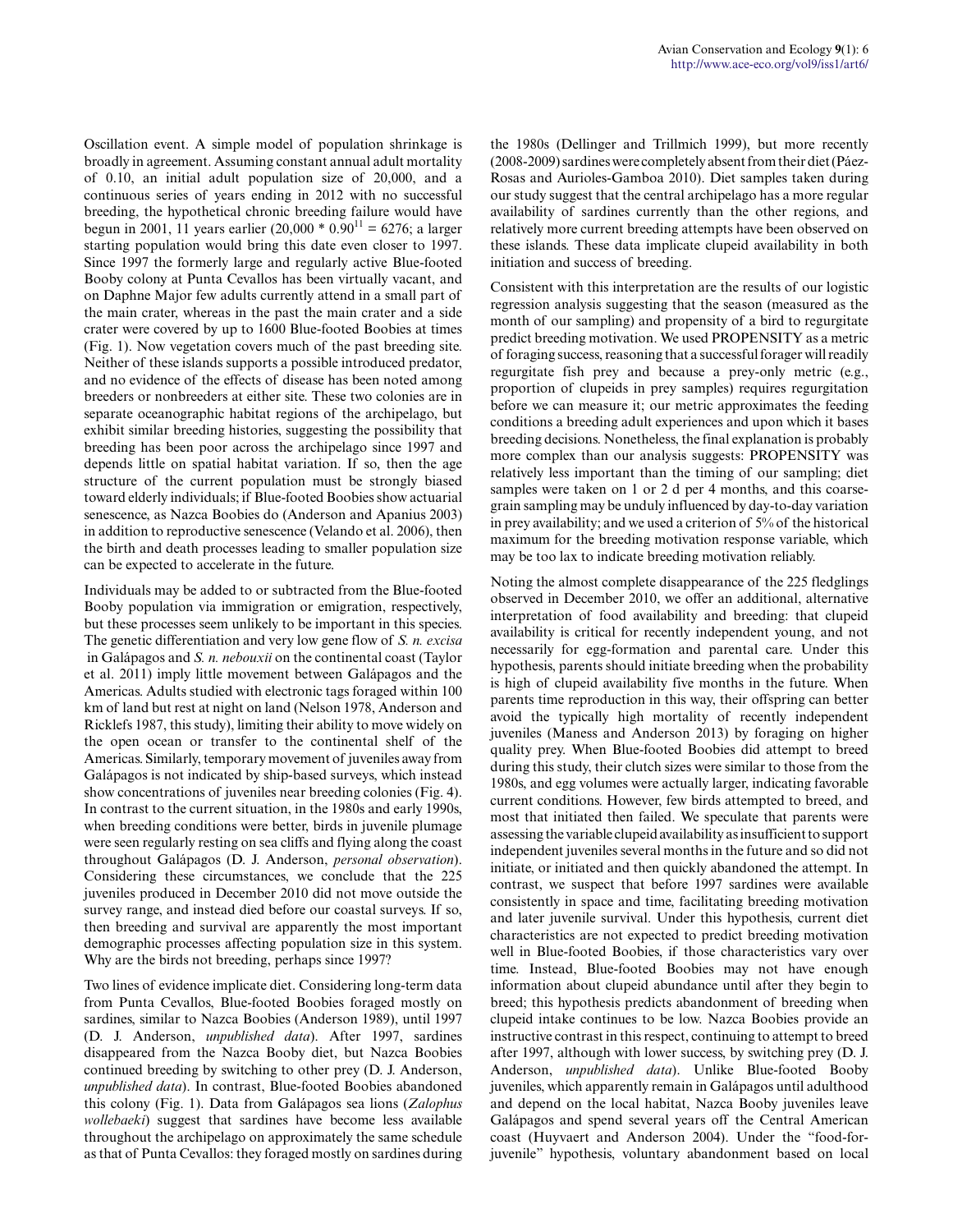Oscillation event. A simple model of population shrinkage is broadly in agreement. Assuming constant annual adult mortality of 0.10, an initial adult population size of 20,000, and a continuous series of years ending in 2012 with no successful breeding, the hypothetical chronic breeding failure would have begun in 2001, 11 years earlier ($20,000 * 0.90^{11} = 6276$; a larger starting population would bring this date even closer to 1997. Since 1997 the formerly large and regularly active Blue-footed Booby colony at Punta Cevallos has been virtually vacant, and on Daphne Major few adults currently attend in a small part of the main crater, whereas in the past the main crater and a side crater were covered by up to 1600 Blue-footed Boobies at times (Fig. 1). Now vegetation covers much of the past breeding site. Neither of these islands supports a possible introduced predator, and no evidence of the effects of disease has been noted among breeders or nonbreeders at either site. These two colonies are in separate oceanographic habitat regions of the archipelago, but exhibit similar breeding histories, suggesting the possibility that breeding has been poor across the archipelago since 1997 and depends little on spatial habitat variation. If so, then the age structure of the current population must be strongly biased toward elderly individuals; if Blue-footed Boobies show actuarial senescence, as Nazca Boobies do (Anderson and Apanius 2003) in addition to reproductive senescence (Velando et al. 2006), then the birth and death processes leading to smaller population size can be expected to accelerate in the future.

Individuals may be added to or subtracted from the Blue-footed Booby population via immigration or emigration, respectively, but these processes seem unlikely to be important in this species. The genetic differentiation and very low gene flow of *S. n. excisa* in Galápagos and *S. n. nebouxii* on the continental coast (Taylor et al. 2011) imply little movement between Galápagos and the Americas. Adults studied with electronic tags foraged within 100 km of land but rest at night on land (Nelson 1978, Anderson and Ricklefs 1987, this study), limiting their ability to move widely on the open ocean or transfer to the continental shelf of the Americas. Similarly, temporary movement of juveniles away from Galápagos is not indicated by ship-based surveys, which instead show concentrations of juveniles near breeding colonies (Fig. 4). In contrast to the current situation, in the 1980s and early 1990s, when breeding conditions were better, birds in juvenile plumage were seen regularly resting on sea cliffs and flying along the coast throughout Galápagos (D. J. Anderson, *personal observation*). Considering these circumstances, we conclude that the 225 juveniles produced in December 2010 did not move outside the survey range, and instead died before our coastal surveys. If so, then breeding and survival are apparently the most important demographic processes affecting population size in this system. Why are the birds not breeding, perhaps since 1997?

Two lines of evidence implicate diet. Considering long-term data from Punta Cevallos, Blue-footed Boobies foraged mostly on sardines, similar to Nazca Boobies (Anderson 1989), until 1997 (D. J. Anderson, *unpublished data*). After 1997, sardines disappeared from the Nazca Booby diet, but Nazca Boobies continued breeding by switching to other prey (D. J. Anderson, *unpublished data*). In contrast, Blue-footed Boobies abandoned this colony (Fig. 1). Data from Galápagos sea lions (*Zalophus wollebaeki*) suggest that sardines have become less available throughout the archipelago on approximately the same schedule as that of Punta Cevallos: they foraged mostly on sardines during the 1980s (Dellinger and Trillmich 1999), but more recently (2008-2009) sardines were completely absent from their diet (Páez-Rosas and Aurioles-Gamboa 2010). Diet samples taken during our study suggest that the central archipelago has a more regular availability of sardines currently than the other regions, and relatively more current breeding attempts have been observed on these islands. These data implicate clupeid availability in both initiation and success of breeding.

Consistent with this interpretation are the results of our logistic regression analysis suggesting that the season (measured as the month of our sampling) and propensity of a bird to regurgitate predict breeding motivation. We used PROPENSITY as a metric of foraging success, reasoning that a successful forager will readily regurgitate fish prey and because a prey-only metric (e.g., proportion of clupeids in prey samples) requires regurgitation before we can measure it; our metric approximates the feeding conditions a breeding adult experiences and upon which it bases breeding decisions. Nonetheless, the final explanation is probably more complex than our analysis suggests: PROPENSITY was relatively less important than the timing of our sampling; diet samples were taken on 1 or 2 d per 4 months, and this coarse-grain sampling may be unduly influenced by day-to-day variation in prey availability; and we used a criterion of 5% of the historical maximum for the breeding motivation response variable, which may be too lax to indicate breeding motivation reliably.

Noting the almost complete disappearance of the 225 fledglings observed in December 2010, we offer an additional, alternative interpretation of food availability and breeding: that clupeid availability is critical for recently independent young, and not necessarily for egg-formation and parental care. Under this hypothesis, parents should initiate breeding when the probability is high of clupeid availability five months in the future. When parents time reproduction in this way, their offspring can better avoid the typically high mortality of recently independent juveniles (Maness and Anderson 2013) by foraging on higher quality prey. When Blue-footed Boobies did attempt to breed during this study, their clutch sizes were similar to those from the 1980s, and egg volumes were actually larger, indicating favorable current conditions. However, few birds attempted to breed, and most that initiated then failed. We speculate that parents were assessing the variable clupeid availability as insufficient to support independent juveniles several months in the future and so did not initiate, or initiated and then quickly abandoned the attempt. In contrast, we suspect that before 1997 sardines were available consistently in space and time, facilitating breeding motivation and later juvenile survival. Under this hypothesis, current diet characteristics are not expected to predict breeding motivation well in Blue-footed Boobies, if those characteristics vary over time. Instead, Blue-footed Boobies may not have enough information about clupeid abundance until after they begin to breed; this hypothesis predicts abandonment of breeding when clupeid intake continues to be low. Nazca Boobies provide an instructive contrast in this respect, continuing to attempt to breed after 1997, although with lower success, by switching prey (D. J. Anderson, *unpublished data*). Unlike Blue-footed Booby juveniles, which apparently remain in Galápagos until adulthood and depend on the local habitat, Nazca Booby juveniles leave Galápagos and spend several years off the Central American coast (Huyvaert and Anderson 2004). Under the "food-for-juvenile" hypothesis, voluntary abandonment based on local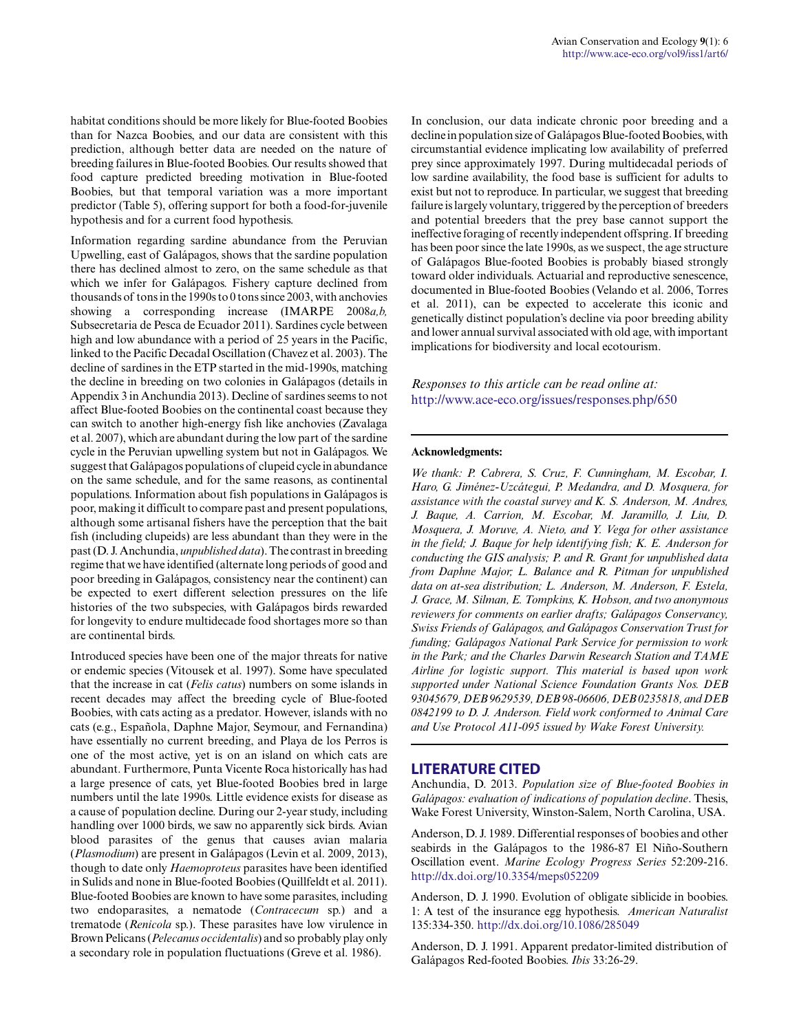habitat conditions should be more likely for Blue-footed Boobies than for Nazca Boobies, and our data are consistent with this prediction, although better data are needed on the nature of breeding failures in Blue-footed Boobies. Our results showed that food capture predicted breeding motivation in Blue-footed Boobies, but that temporal variation was a more important predictor (Table 5), offering support for both a food-for-juvenile hypothesis and for a current food hypothesis.

Information regarding sardine abundance from the Peruvian Upwelling, east of Galápagos, shows that the sardine population there has declined almost to zero, on the same schedule as that which we infer for Galápagos. Fishery capture declined from thousands of tons in the 1990s to 0 tons since 2003, with anchovies showing a corresponding increase (IMARPE 2008*a,b,* Subsecretaria de Pesca de Ecuador 2011). Sardines cycle between high and low abundance with a period of 25 years in the Pacific, linked to the Pacific Decadal Oscillation (Chavez et al. 2003). The decline of sardines in the ETP started in the mid-1990s, matching the decline in breeding on two colonies in Galápagos (details in Appendix 3 in Anchundia 2013). Decline of sardines seems to not affect Blue-footed Boobies on the continental coast because they can switch to another high-energy fish like anchovies (Zavalaga et al. 2007), which are abundant during the low part of the sardine cycle in the Peruvian upwelling system but not in Galápagos. We suggest that Galápagos populations of clupeid cycle in abundance on the same schedule, and for the same reasons, as continental populations. Information about fish populations in Galápagos is poor, making it difficult to compare past and present populations, although some artisanal fishers have the perception that the bait fish (including clupeids) are less abundant than they were in the past (D. J. Anchundia, *unpublished data*). The contrast in breeding regime that we have identified (alternate long periods of good and poor breeding in Galápagos, consistency near the continent) can be expected to exert different selection pressures on the life histories of the two subspecies, with Galápagos birds rewarded for longevity to endure multidecade food shortages more so than are continental birds.

Introduced species have been one of the major threats for native or endemic species (Vitousek et al. 1997). Some have speculated that the increase in cat (*Felis catus*) numbers on some islands in recent decades may affect the breeding cycle of Blue-footed Boobies, with cats acting as a predator. However, islands with no cats (e.g., Española, Daphne Major, Seymour, and Fernandina) have essentially no current breeding, and Playa de los Perros is one of the most active, yet is on an island on which cats are abundant. Furthermore, Punta Vicente Roca historically has had a large presence of cats, yet Blue-footed Boobies bred in large numbers until the late 1990s. Little evidence exists for disease as a cause of population decline. During our 2-year study, including handling over 1000 birds, we saw no apparently sick birds. Avian blood parasites of the genus that causes avian malaria (*Plasmodium*) are present in Galápagos (Levin et al. 2009, 2013), though to date only *Haemoproteus* parasites have been identified in Sulids and none in Blue-footed Boobies (Quillfeldt et al. 2011). Blue-footed Boobies are known to have some parasites, including two endoparasites, a nematode (*Contracaecum* sp.) and a trematode (*Renicola* sp.). These parasites have low virulence in Brown Pelicans (*Pelecanus occidentalis*) and so probably play only a secondary role in population fluctuations (Greve et al. 1986).

In conclusion, our data indicate chronic poor breeding and a decline in population size of Galápagos Blue-footed Boobies, with circumstantial evidence implicating low availability of preferred prey since approximately 1997. During multidecadal periods of low sardine availability, the food base is sufficient for adults to exist but not to reproduce. In particular, we suggest that breeding failure is largely voluntary, triggered by the perception of breeders and potential breeders that the prey base cannot support the ineffective foraging of recently independent offspring. If breeding has been poor since the late 1990s, as we suspect, the age structure of Galápagos Blue-footed Boobies is probably biased strongly toward older individuals. Actuarial and reproductive senescence, documented in Blue-footed Boobies (Velando et al. 2006, Torres et al. 2011), can be expected to accelerate this iconic and genetically distinct population's decline via poor breeding ability and lower annual survival associated with old age, with important implications for biodiversity and local ecotourism.

*Responses to this article can be read online at:*
http://www.ace-eco.org/issues/responses.php/650

**Acknowledgments:**

*We thank: P. Cabrera, S. Cruz, F. Cunningham, M. Escobar, I. Haro, G. Jiménez-Uzcátegui, P. Medandra, and D. Mosquera, for assistance with the coastal survey and K. S. Anderson, M. Andres, J. Baque, A. Carrion, M. Escobar, M. Jaramillo, J. Liu, D. Mosquera, J. Moruve, A. Nieto, and Y. Vega for other assistance in the field; J. Baque for help identifying fish; K. E. Anderson for conducting the GIS analysis; P. and R. Grant for unpublished data from Daphne Major; L. Balance and R. Pitman for unpublished data on at-sea distribution; L. Anderson, M. Anderson, F. Estela, J. Grace, M. Silman, E. Tompkins, K. Hobson, and two anonymous reviewers for comments on earlier drafts; Galápagos Conservancy, Swiss Friends of Galápagos, and Galápagos Conservation Trust for funding; Galápagos National Park Service for permission to work in the Park; and the Charles Darwin Research Station and TAME Airline for logistic support. This material is based upon work supported under National Science Foundation Grants Nos. DEB 93045679, DEB 9629539, DEB 98-06606, DEB 0235818, and DEB 0842199 to D. J. Anderson. Field work conformed to Animal Care and Use Protocol A11-095 issued by Wake Forest University.*

## LITERATURE CITED

Anchundia, D. 2013. *Population size of Blue-footed Boobies in Galápagos: evaluation of indications of population decline*. Thesis, Wake Forest University, Winston-Salem, North Carolina, USA.

Anderson, D. J. 1989. Differential responses of boobies and other seabirds in the Galápagos to the 1986-87 El Niño-Southern Oscillation event. *Marine Ecology Progress Series* 52:209-216. http://dx.doi.org/10.3354/meps052209

Anderson, D. J. 1990. Evolution of obligate siblicide in boobies. 1: A test of the insurance egg hypothesis. *American Naturalist* 135:334-350. http://dx.doi.org/10.1086/285049

Anderson, D. J. 1991. Apparent predator-limited distribution of Galápagos Red-footed Boobies. *Ibis* 33:26-29.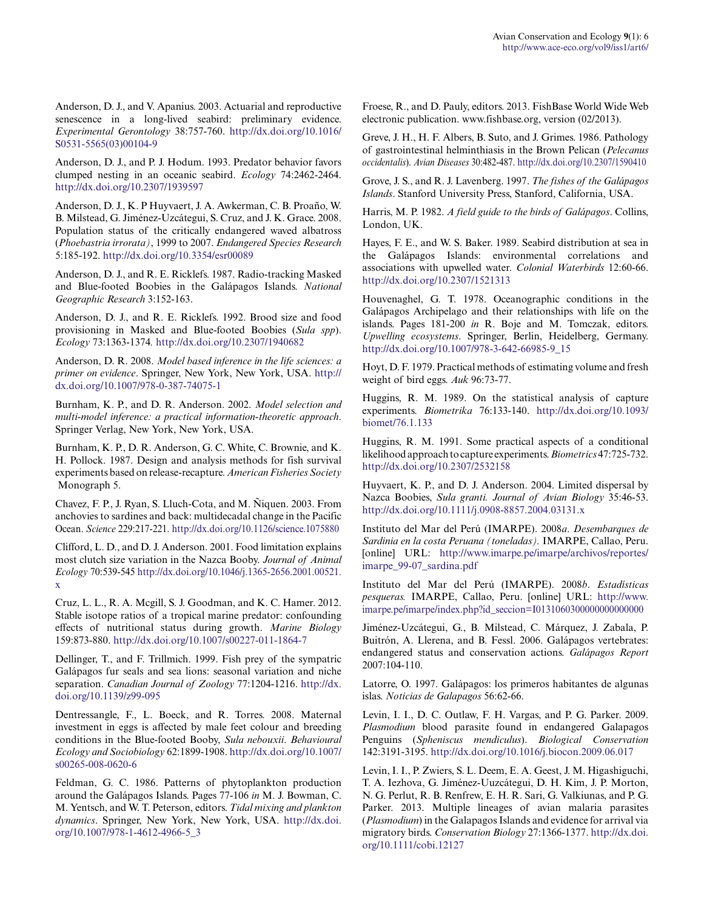Anderson, D. J., and V. Apanius. 2003. Actuarial and reproductive senescence in a long-lived seabird: preliminary evidence. *Experimental Gerontology* 38:757-760. http://dx.doi.org/10.1016/S0531-5565(03)00104-9

Anderson, D. J., and P. J. Hodum. 1993. Predator behavior favors clumped nesting in an oceanic seabird. *Ecology* 74:2462-2464. http://dx.doi.org/10.2307/1939597

Anderson, D. J., K. P Huyvaert, J. A. Awkerman, C. B. Proaño, W. B. Milstead, G. Jiménez-Uzcátegui, S. Cruz, and J. K. Grace. 2008. Population status of the critically endangered waved albatross (*Phoebastria irrorata)*, 1999 to 2007. *Endangered Species Research* 5:185-192. http://dx.doi.org/10.3354/esr00089

Anderson, D. J., and R. E. Ricklefs. 1987. Radio-tracking Masked and Blue-footed Boobies in the Galápagos Islands. *National Geographic Research* 3:152-163.

Anderson, D. J., and R. E. Ricklefs. 1992. Brood size and food provisioning in Masked and Blue-footed Boobies (*Sula spp*). *Ecology* 73:1363-1374. http://dx.doi.org/10.2307/1940682

Anderson, D. R. 2008. *Model based inference in the life sciences: a primer on evidence*. Springer, New York, New York, USA. http://dx.doi.org/10.1007/978-0-387-74075-1

Burnham, K. P., and D. R. Anderson. 2002. *Model selection and multi-model inference: a practical information-theoretic approach*. Springer Verlag, New York, New York, USA.

Burnham, K. P., D. R. Anderson, G. C. White, C. Brownie, and K. H. Pollock. 1987. Design and analysis methods for fish survival experiments based on release-recapture. *American Fisheries Society* Monograph 5.

Chavez, F. P., J. Ryan, S. Lluch-Cota, and M. Ñiquen. 2003. From anchovies to sardines and back: multidecadal change in the Pacific Ocean. *Science* 229:217-221. http://dx.doi.org/10.1126/science.1075880

Clifford, L. D., and D. J. Anderson. 2001. Food limitation explains most clutch size variation in the Nazca Booby. *Journal of Animal Ecology* 70:539-545 http://dx.doi.org/10.1046/j.1365-2656.2001.00521.x

Cruz, L. L., R. A. Mcgill, S. J. Goodman, and K. C. Hamer. 2012. Stable isotope ratios of a tropical marine predator: confounding effects of nutritional status during growth. *Marine Biology* 159:873-880. http://dx.doi.org/10.1007/s00227-011-1864-7

Dellinger, T., and F. Trillmich. 1999. Fish prey of the sympatric Galápagos fur seals and sea lions: seasonal variation and niche separation. *Canadian Journal of Zoology* 77:1204-1216. http://dx.doi.org/10.1139/z99-095

Dentressangle, F., L. Boeck, and R. Torres. 2008. Maternal investment in eggs is affected by male feet colour and breeding conditions in the Blue-footed Booby, *Sula nebouxii*. *Behavioural Ecology and Sociobiology* 62:1899-1908. http://dx.doi.org/10.1007/s00265-008-0620-6

Feldman, G. C. 1986. Patterns of phytoplankton production around the Galápagos Islands. Pages 77-106 *in* M. J. Bowman, C. M. Yentsch, and W. T. Peterson, editors. *Tidal mixing and plankton dynamics*. Springer, New York, New York, USA. http://dx.doi.org/10.1007/978-1-4612-4966-5_3

Froese, R., and D. Pauly, editors. 2013. FishBase World Wide Web electronic publication. www.fishbase.org, version (02/2013).

Greve, J. H., H. F. Albers, B. Suto, and J. Grimes. 1986. Pathology of gastrointestinal helminthiasis in the Brown Pelican (*Pelecanus occidentalis*). *Avian Diseases* 30:482-487. http://dx.doi.org/10.2307/1590410

Grove, J. S., and R. J. Lavenberg. 1997. *The fishes of the Galápagos Islands*. Stanford University Press, Stanford, California, USA.

Harris, M. P. 1982. *A field guide to the birds of Galápagos*. Collins, London, UK.

Hayes, F. E., and W. S. Baker. 1989. Seabird distribution at sea in the Galápagos Islands: environmental correlations and associations with upwelled water. *Colonial Waterbirds* 12:60-66. http://dx.doi.org/10.2307/1521313

Houvenaghel, G. T. 1978. Oceanographic conditions in the Galápagos Archipelago and their relationships with life on the islands. Pages 181-200 *in* R. Boje and M. Tomczak, editors. *Upwelling ecosystems*. Springer, Berlin, Heidelberg, Germany. http://dx.doi.org/10.1007/978-3-642-66985-9_15

Hoyt, D. F. 1979. Practical methods of estimating volume and fresh weight of bird eggs. *Auk* 96:73-77.

Huggins, R. M. 1989. On the statistical analysis of capture experiments. *Biometrika* 76:133-140. http://dx.doi.org/10.1093/biomet/76.1.133

Huggins, R. M. 1991. Some practical aspects of a conditional likelihood approach to capture experiments. *Biometrics* 47:725-732. http://dx.doi.org/10.2307/2532158

Huyvaert, K. P., and D. J. Anderson. 2004. Limited dispersal by Nazca Boobies, *Sula granti. Journal of Avian Biology* 35:46-53. http://dx.doi.org/10.1111/j.0908-8857.2004.03131.x

Instituto del Mar del Perú (IMARPE). 2008*a*. *Desembarques de Sardinia en la costa Peruana (toneladas)*. IMARPE, Callao, Peru. [online] URL: http://www.imarpe.pe/imarpe/archivos/reportes/imarpe_99-07_sardina.pdf

Instituto del Mar del Perú (IMARPE). 2008*b*. *Estadísticas pesqueras.* IMARPE, Callao, Peru. [online] URL: http://www.imarpe.pe/imarpe/index.php?id_seccion=I0131060300000000000000

Jiménez-Uzcátegui, G., B. Milstead, C. Márquez, J. Zabala, P. Buitrón, A. Llerena, and B. Fessl. 2006. Galápagos vertebrates: endangered status and conservation actions. *Galápagos Report* 2007:104-110.

Latorre, O. 1997. Galápagos: los primeros habitantes de algunas islas. *Noticias de Galapagos* 56:62-66.

Levin, I. I., D. C. Outlaw, F. H. Vargas, and P. G. Parker. 2009. *Plasmodium* blood parasite found in endangered Galapagos Penguins (*Spheniscus mendiculus*). *Biological Conservation* 142:3191-3195. http://dx.doi.org/10.1016/j.biocon.2009.06.017

Levin, I. I., P. Zwiers, S. L. Deem, E. A. Geest, J. M. Higashiguchi, T. A. Iezhova, G. Jiménez-Uuzcátegui, D. H. Kim, J. P. Morton, N. G. Perlut, R. B. Renfrew, E. H. R. Sari, G. Valkiunas, and P. G. Parker. 2013. Multiple lineages of avian malaria parasites (*Plasmodium*) in the Galapagos Islands and evidence for arrival via migratory birds. *Conservation Biology* 27:1366-1377. http://dx.doi.org/10.1111/cobi.12127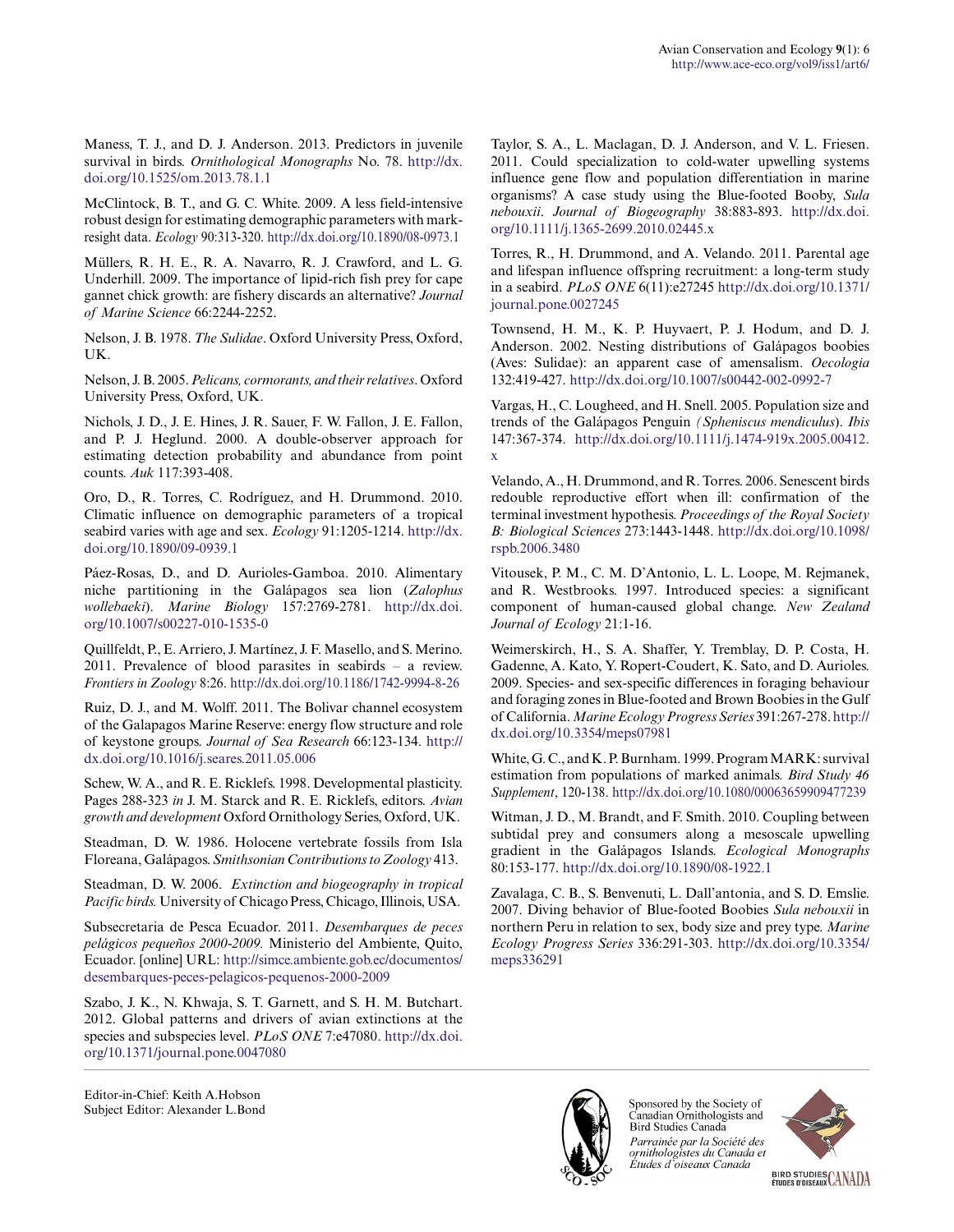Maness, T. J., and D. J. Anderson. 2013. Predictors in juvenile survival in birds. *Ornithological Monographs* No. 78. http://dx.doi.org/10.1525/om.2013.78.1.1

McClintock, B. T., and G. C. White. 2009. A less field-intensive robust design for estimating demographic parameters with mark-resight data. *Ecology* 90:313-320. http://dx.doi.org/10.1890/08-0973.1

Müllers, R. H. E., R. A. Navarro, R. J. Crawford, and L. G. Underhill. 2009. The importance of lipid-rich fish prey for cape gannet chick growth: are fishery discards an alternative? *Journal of Marine Science* 66:2244-2252.

Nelson, J. B. 1978. *The Sulidae*. Oxford University Press, Oxford, UK.

Nelson, J. B. 2005. *Pelicans, cormorants, and their relatives*. Oxford University Press, Oxford, UK.

Nichols, J. D., J. E. Hines, J. R. Sauer, F. W. Fallon, J. E. Fallon, and P. J. Heglund. 2000. A double-observer approach for estimating detection probability and abundance from point counts. *Auk* 117:393-408.

Oro, D., R. Torres, C. Rodríguez, and H. Drummond. 2010. Climatic influence on demographic parameters of a tropical seabird varies with age and sex. *Ecology* 91:1205-1214. http://dx.doi.org/10.1890/09-0939.1

Páez-Rosas, D., and D. Aurioles-Gamboa. 2010. Alimentary niche partitioning in the Galápagos sea lion (*Zalophus wollebaeki*). *Marine Biology* 157:2769-2781. http://dx.doi.org/10.1007/s00227-010-1535-0

Quillfeldt, P., E. Arriero, J. Martínez, J. F. Masello, and S. Merino. 2011. Prevalence of blood parasites in seabirds – a review. *Frontiers in Zoology* 8:26. http://dx.doi.org/10.1186/1742-9994-8-26

Ruiz, D. J., and M. Wolff. 2011. The Bolivar channel ecosystem of the Galapagos Marine Reserve: energy flow structure and role of keystone groups. *Journal of Sea Research* 66:123-134. http://dx.doi.org/10.1016/j.seares.2011.05.006

Schew, W. A., and R. E. Ricklefs. 1998. Developmental plasticity. Pages 288-323 *in* J. M. Starck and R. E. Ricklefs, editors. *Avian growth and development* Oxford Ornithology Series, Oxford, UK.

Steadman, D. W. 1986. Holocene vertebrate fossils from Isla Floreana, Galápagos. *Smithsonian Contributions to Zoology* 413.

Steadman, D. W. 2006. *Extinction and biogeography in tropical Pacific birds.* University of Chicago Press, Chicago, Illinois, USA.

Subsecretaria de Pesca Ecuador. 2011. *Desembarques de peces pelágicos pequeños 2000-2009.* Ministerio del Ambiente, Quito, Ecuador. [online] URL: http://simce.ambiente.gob.ec/documentos/desembarques-peces-pelagicos-pequenos-2000-2009

Szabo, J. K., N. Khwaja, S. T. Garnett, and S. H. M. Butchart. 2012. Global patterns and drivers of avian extinctions at the species and subspecies level. *PLoS ONE* 7:e47080. http://dx.doi.org/10.1371/journal.pone.0047080

Taylor, S. A., L. Maclagan, D. J. Anderson, and V. L. Friesen. 2011. Could specialization to cold-water upwelling systems influence gene flow and population differentiation in marine organisms? A case study using the Blue-footed Booby, *Sula nebouxii*. *Journal of Biogeography* 38:883-893. http://dx.doi.org/10.1111/j.1365-2699.2010.02445.x

Torres, R., H. Drummond, and A. Velando. 2011. Parental age and lifespan influence offspring recruitment: a long-term study in a seabird. *PLoS ONE* 6(11):e27245 http://dx.doi.org/10.1371/journal.pone.0027245

Townsend, H. M., K. P. Huyvaert, P. J. Hodum, and D. J. Anderson. 2002. Nesting distributions of Galápagos boobies (Aves: Sulidae): an apparent case of amensalism. *Oecologia* 132:419-427. http://dx.doi.org/10.1007/s00442-002-0992-7

Vargas, H., C. Lougheed, and H. Snell. 2005. Population size and trends of the Galápagos Penguin (*Spheniscus mendiculus*). *Ibis* 147:367-374. http://dx.doi.org/10.1111/j.1474-919x.2005.00412.x

Velando, A., H. Drummond, and R. Torres. 2006. Senescent birds redouble reproductive effort when ill: confirmation of the terminal investment hypothesis. *Proceedings of the Royal Society B: Biological Sciences* 273:1443-1448. http://dx.doi.org/10.1098/rspb.2006.3480

Vitousek, P. M., C. M. D'Antonio, L. L. Loope, M. Rejmanek, and R. Westbrooks. 1997. Introduced species: a significant component of human-caused global change. *New Zealand Journal of Ecology* 21:1-16.

Weimerskirch, H., S. A. Shaffer, Y. Tremblay, D. P. Costa, H. Gadenne, A. Kato, Y. Ropert-Coudert, K. Sato, and D. Aurioles. 2009. Species- and sex-specific differences in foraging behaviour and foraging zones in Blue-footed and Brown Boobies in the Gulf of California. *Marine Ecology Progress Series* 391:267-278. http://dx.doi.org/10.3354/meps07981

White, G. C., and K. P. Burnham. 1999. Program MARK: survival estimation from populations of marked animals. *Bird Study 46 Supplement*, 120-138. http://dx.doi.org/10.1080/00063659909477239

Witman, J. D., M. Brandt, and F. Smith. 2010. Coupling between subtidal prey and consumers along a mesoscale upwelling gradient in the Galápagos Islands. *Ecological Monographs* 80:153-177. http://dx.doi.org/10.1890/08-1922.1

Zavalaga, C. B., S. Benvenuti, L. Dall'antonia, and S. D. Emslie. 2007. Diving behavior of Blue-footed Boobies *Sula nebouxii* in northern Peru in relation to sex, body size and prey type. *Marine Ecology Progress Series* 336:291-303. http://dx.doi.org/10.3354/meps336291

Editor-in-Chief: Keith A.Hobson
Subject Editor: Alexander L.Bond

Sponsored by the Society of Canadian Ornithologists and Bird Studies Canada

*Parrainée par la Société des ornithologistes du Canada et Études d'oiseaux Canada*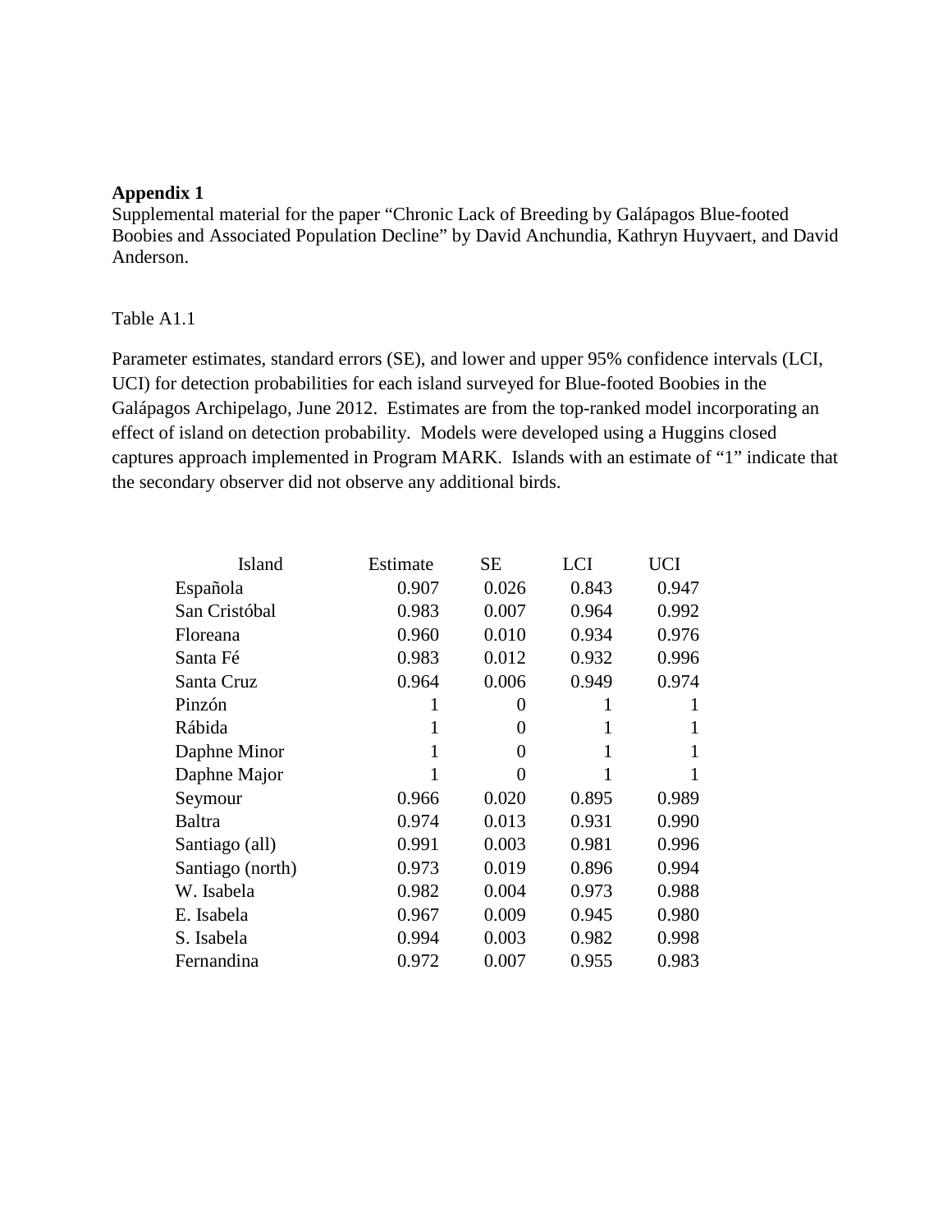**Appendix 1**

Supplemental material for the paper "Chronic Lack of Breeding by Galápagos Blue-footed Boobies and Associated Population Decline" by David Anchundia, Kathryn Huyvaert, and David Anderson.

Table A1.1

Parameter estimates, standard errors (SE), and lower and upper 95% confidence intervals (LCI, UCI) for detection probabilities for each island surveyed for Blue-footed Boobies in the Galápagos Archipelago, June 2012. Estimates are from the top-ranked model incorporating an effect of island on detection probability. Models were developed using a Huggins closed captures approach implemented in Program MARK. Islands with an estimate of "1" indicate that the secondary observer did not observe any additional birds.

| Island | Estimate | SE | LCI | UCI |
|---|---|---|---|---|
| Española | 0.907 | 0.026 | 0.843 | 0.947 |
| San Cristóbal | 0.983 | 0.007 | 0.964 | 0.992 |
| Floreana | 0.960 | 0.010 | 0.934 | 0.976 |
| Santa Fé | 0.983 | 0.012 | 0.932 | 0.996 |
| Santa Cruz | 0.964 | 0.006 | 0.949 | 0.974 |
| Pinzón | 1 | 0 | 1 | 1 |
| Rábida | 1 | 0 | 1 | 1 |
| Daphne Minor | 1 | 0 | 1 | 1 |
| Daphne Major | 1 | 0 | 1 | 1 |
| Seymour | 0.966 | 0.020 | 0.895 | 0.989 |
| Baltra | 0.974 | 0.013 | 0.931 | 0.990 |
| Santiago (all) | 0.991 | 0.003 | 0.981 | 0.996 |
| Santiago (north) | 0.973 | 0.019 | 0.896 | 0.994 |
| W. Isabela | 0.982 | 0.004 | 0.973 | 0.988 |
| E. Isabela | 0.967 | 0.009 | 0.945 | 0.980 |
| S. Isabela | 0.994 | 0.003 | 0.982 | 0.998 |
| Fernandina | 0.972 | 0.007 | 0.955 | 0.983 |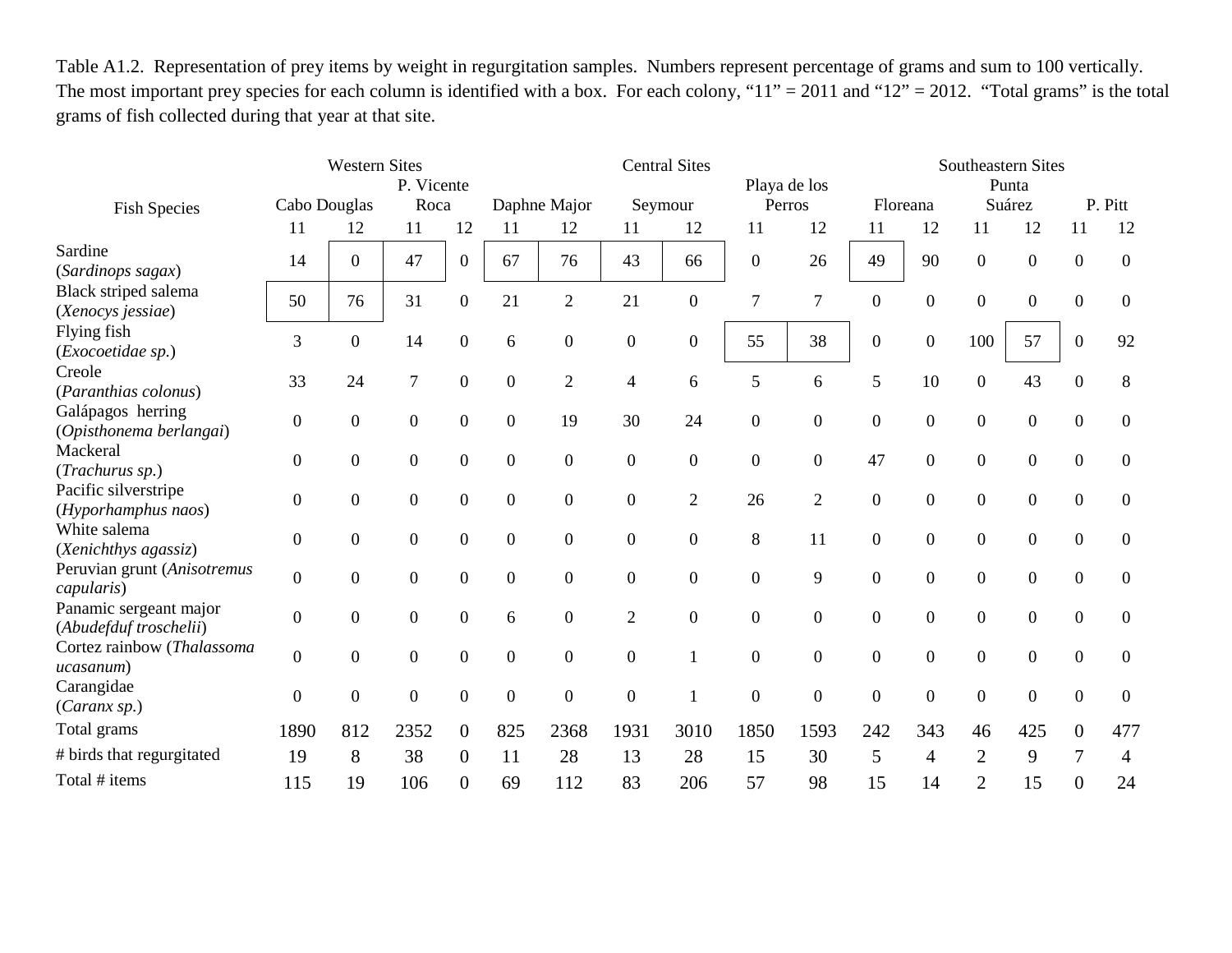Table A1.2. Representation of prey items by weight in regurgitation samples. Numbers represent percentage of grams and sum to 100 vertically. The most important prey species for each column is identified with a box. For each colony, "11" = 2011 and "12" = 2012. "Total grams" is the total grams of fish collected during that year at that site.

| | Western Sites | | | | Central Sites | | | | | | Southeastern Sites | | | | | |
|---|---|---|---|---|---|---|---|---|---|---|---|---|---|---|---|---|
| Fish Species | Cabo Douglas | | P. Vicente Roca | | Daphne Major | | Seymour | | Playa de los Perros | | Floreana | | Punta Suárez | | P. Pitt | |
| | 11 | 12 | 11 | 12 | 11 | 12 | 11 | 12 | 11 | 12 | 11 | 12 | 11 | 12 | 11 | 12 |
| Sardine (*Sardinops sagax*) | 14 | 0 | 47 | 0 | 67 | 76 | 43 | 66 | 0 | 26 | 49 | 90 | 0 | 0 | 0 | 0 |
| Black striped salema (*Xenocys jessiae*) | 50 | 76 | 31 | 0 | 21 | 2 | 21 | 0 | 7 | 7 | 0 | 0 | 0 | 0 | 0 | 0 |
| Flying fish (*Exocoetidae sp.*) | 3 | 0 | 14 | 0 | 6 | 0 | 0 | 0 | 55 | 38 | 0 | 0 | 100 | 57 | 0 | 92 |
| Creole (*Paranthias colonus*) | 33 | 24 | 7 | 0 | 0 | 2 | 4 | 6 | 5 | 6 | 5 | 10 | 0 | 43 | 0 | 8 |
| Galápagos herring (*Opisthonema berlangai*) | 0 | 0 | 0 | 0 | 0 | 19 | 30 | 24 | 0 | 0 | 0 | 0 | 0 | 0 | 0 | 0 |
| Mackeral (*Trachurus sp.*) | 0 | 0 | 0 | 0 | 0 | 0 | 0 | 0 | 0 | 0 | 47 | 0 | 0 | 0 | 0 | 0 |
| Pacific silverstripe (*Hyporhamphus naos*) | 0 | 0 | 0 | 0 | 0 | 0 | 0 | 2 | 26 | 2 | 0 | 0 | 0 | 0 | 0 | 0 |
| White salema (*Xenichthys agassiz*) | 0 | 0 | 0 | 0 | 0 | 0 | 0 | 0 | 8 | 11 | 0 | 0 | 0 | 0 | 0 | 0 |
| Peruvian grunt (*Anisotremus capularis*) | 0 | 0 | 0 | 0 | 0 | 0 | 0 | 0 | 0 | 9 | 0 | 0 | 0 | 0 | 0 | 0 |
| Panamic sergeant major (*Abudefduf troschelii*) | 0 | 0 | 0 | 0 | 6 | 0 | 2 | 0 | 0 | 0 | 0 | 0 | 0 | 0 | 0 | 0 |
| Cortez rainbow (*Thalassoma ucasanum*) | 0 | 0 | 0 | 0 | 0 | 0 | 0 | 1 | 0 | 0 | 0 | 0 | 0 | 0 | 0 | 0 |
| Carangidae (*Caranx sp.*) | 0 | 0 | 0 | 0 | 0 | 0 | 0 | 1 | 0 | 0 | 0 | 0 | 0 | 0 | 0 | 0 |
| Total grams | 1890 | 812 | 2352 | 0 | 825 | 2368 | 1931 | 3010 | 1850 | 1593 | 242 | 343 | 46 | 425 | 0 | 477 |
| # birds that regurgitated | 19 | 8 | 38 | 0 | 11 | 28 | 13 | 28 | 15 | 30 | 5 | 4 | 2 | 9 | 7 | 4 |
| Total # items | 115 | 19 | 106 | 0 | 69 | 112 | 83 | 206 | 57 | 98 | 15 | 14 | 2 | 15 | 0 | 24 |